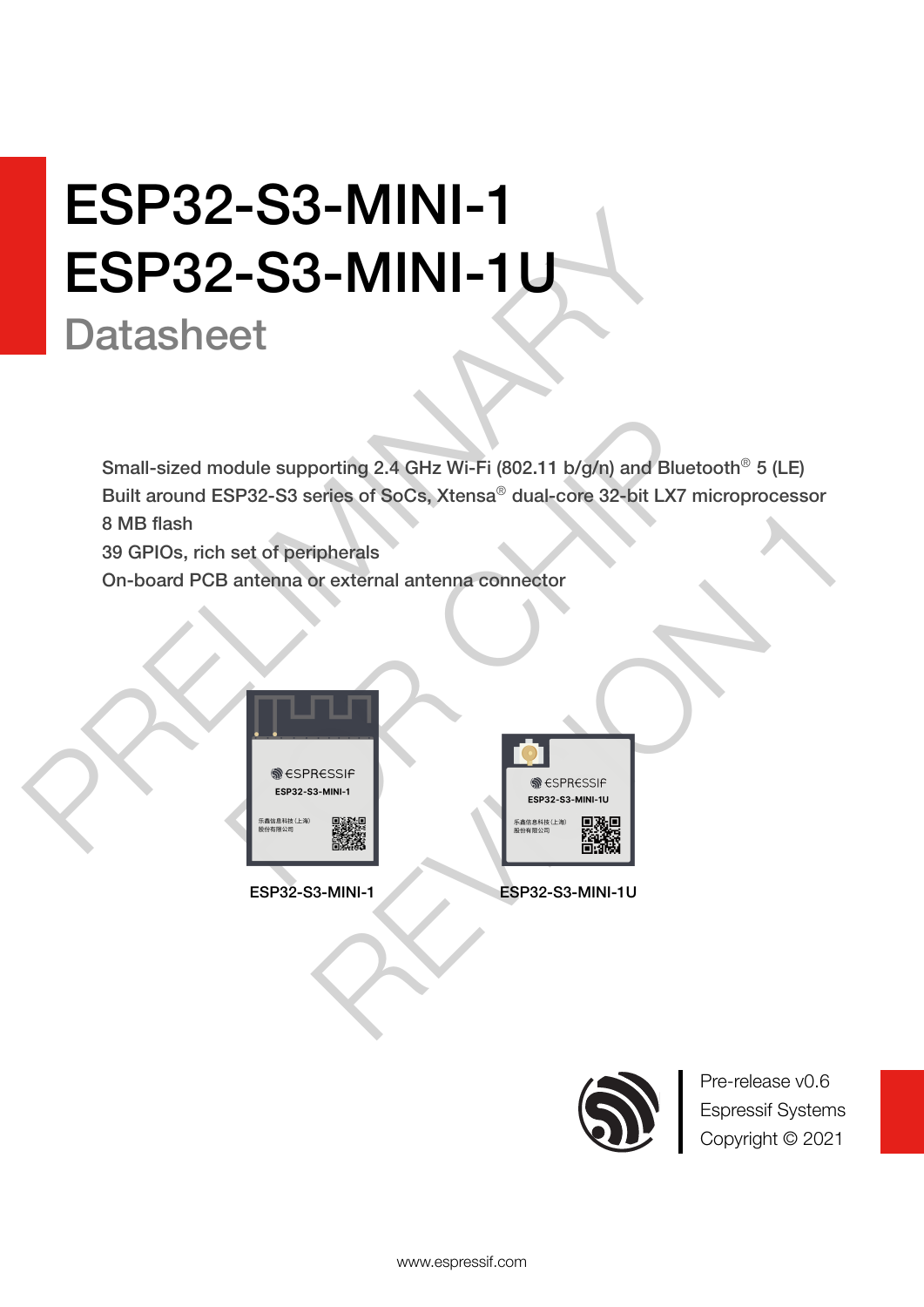# ESP32-S3-MINI-1
# ESP32-S3-MINI-1U

## Datasheet

Small-sized module supporting 2.4 GHz Wi-Fi (802.11 b/g/n) and Bluetooth® 5 (LE)
Built around ESP32-S3 series of SoCs, Xtensa® dual-core 32-bit LX7 microprocessor
8 MB flash
39 GPIOs, rich set of peripherals
On-board PCB antenna or external antenna connector

ESP32-S3-MINI-1

ESP32-S3-MINI-1U

Pre-release v0.6
Espressif Systems
Copyright © 2021

www.espressif.com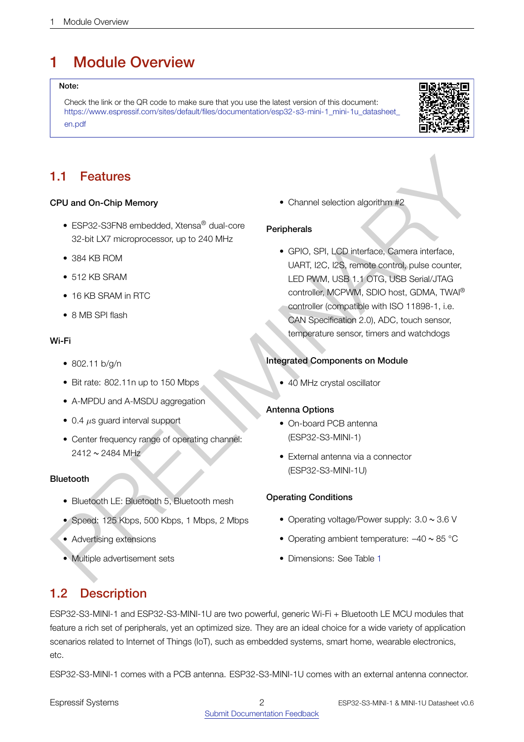# 1 Module Overview

> **Note:**
>
> Check the link or the QR code to make sure that you use the latest version of this document:
> https://www.espressif.com/sites/default/files/documentation/esp32-s3-mini-1_mini-1u_datasheet_en.pdf

## 1.1 Features

**CPU and On-Chip Memory**

- ESP32-S3FN8 embedded, Xtensa® dual-core 32-bit LX7 microprocessor, up to 240 MHz
- 384 KB ROM
- 512 KB SRAM
- 16 KB SRAM in RTC
- 8 MB SPI flash

**Wi-Fi**

- 802.11 b/g/n
- Bit rate: 802.11n up to 150 Mbps
- A-MPDU and A-MSDU aggregation
- 0.4 $\mu$s guard interval support
- Center frequency range of operating channel: 2412 ~ 2484 MHz

**Bluetooth**

- Bluetooth LE: Bluetooth 5, Bluetooth mesh
- Speed: 125 Kbps, 500 Kbps, 1 Mbps, 2 Mbps
- Advertising extensions
- Multiple advertisement sets
- Channel selection algorithm #2

**Peripherals**

- GPIO, SPI, LCD interface, Camera interface, UART, I2C, I2S, remote control, pulse counter, LED PWM, USB 1.1 OTG, USB Serial/JTAG controller, MCPWM, SDIO host, GDMA, TWAI® controller (compatible with ISO 11898-1, i.e. CAN Specification 2.0), ADC, touch sensor, temperature sensor, timers and watchdogs

**Integrated Components on Module**

- 40 MHz crystal oscillator

**Antenna Options**

- On-board PCB antenna (ESP32-S3-MINI-1)
- External antenna via a connector (ESP32-S3-MINI-1U)

**Operating Conditions**

- Operating voltage/Power supply: 3.0 ~ 3.6 V
- Operating ambient temperature: –40 ~ 85 °C
- Dimensions: See Table 1

## 1.2 Description

ESP32-S3-MINI-1 and ESP32-S3-MINI-1U are two powerful, generic Wi-Fi + Bluetooth LE MCU modules that feature a rich set of peripherals, yet an optimized size. They are an ideal choice for a wide variety of application scenarios related to Internet of Things (IoT), such as embedded systems, smart home, wearable electronics, etc.

ESP32-S3-MINI-1 comes with a PCB antenna. ESP32-S3-MINI-1U comes with an external antenna connector.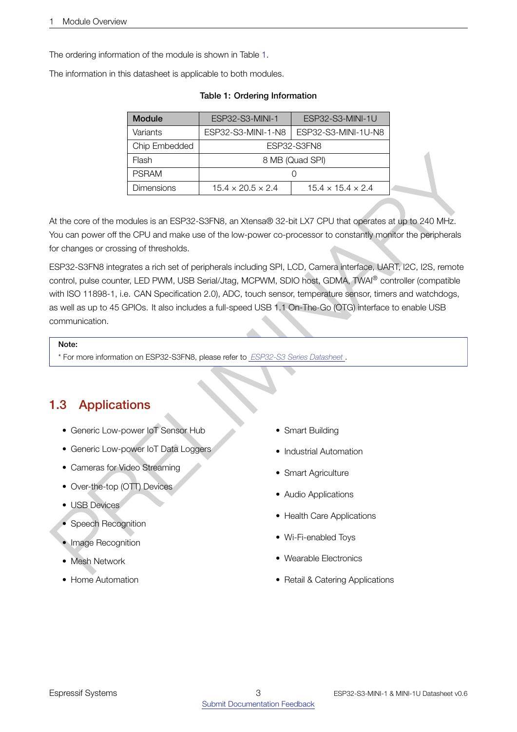The ordering information of the module is shown in Table 1.

The information in this datasheet is applicable to both modules.

**Table 1: Ordering Information**

| Module | ESP32-S3-MINI-1 | ESP32-S3-MINI-1U |
|---|---|---|
| Variants | ESP32-S3-MINI-1-N8 | ESP32-S3-MINI-1U-N8 |
| Chip Embedded | ESP32-S3FN8 | |
| Flash | 8 MB (Quad SPI) | |
| PSRAM | 0 | |
| Dimensions | 15.4 × 20.5 × 2.4 | 15.4 × 15.4 × 2.4 |

At the core of the modules is an ESP32-S3FN8, an Xtensa® 32-bit LX7 CPU that operates at up to 240 MHz. You can power off the CPU and make use of the low-power co-processor to constantly monitor the peripherals for changes or crossing of thresholds.

ESP32-S3FN8 integrates a rich set of peripherals including SPI, LCD, Camera interface, UART, I2C, I2S, remote control, pulse counter, LED PWM, USB Serial/Jtag, MCPWM, SDIO host, GDMA, TWAI® controller (compatible with ISO 11898-1, i.e. CAN Specification 2.0), ADC, touch sensor, temperature sensor, timers and watchdogs, as well as up to 45 GPIOs. It also includes a full-speed USB 1.1 On-The-Go (OTG) interface to enable USB communication.

> **Note:**
> * For more information on ESP32-S3FN8, please refer to *ESP32-S3 Series Datasheet*.

## 1.3 Applications

- Generic Low-power IoT Sensor Hub
- Generic Low-power IoT Data Loggers
- Cameras for Video Streaming
- Over-the-top (OTT) Devices
- USB Devices
- Speech Recognition
- Image Recognition
- Mesh Network
- Home Automation
- Smart Building
- Industrial Automation
- Smart Agriculture
- Audio Applications
- Health Care Applications
- Wi-Fi-enabled Toys
- Wearable Electronics
- Retail & Catering Applications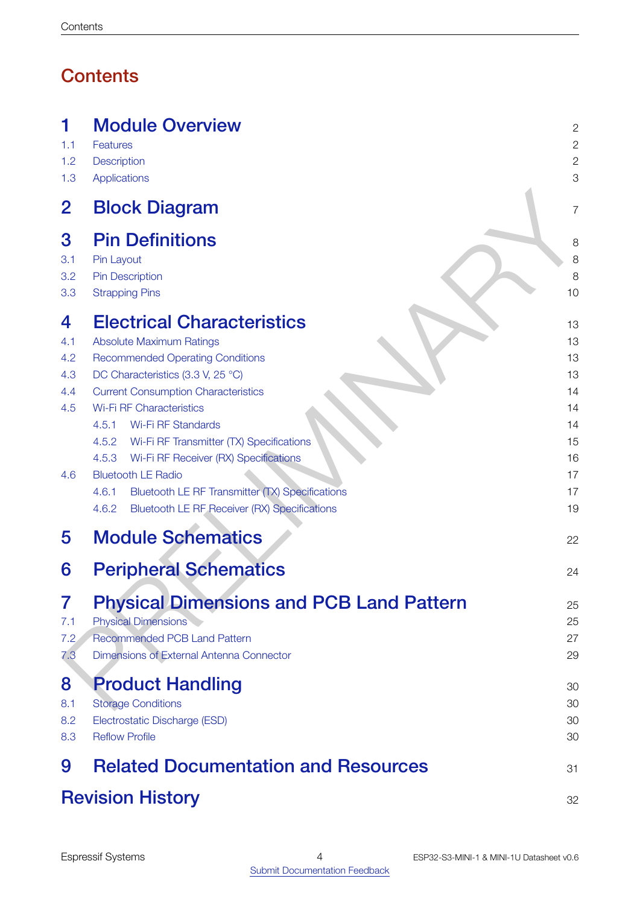# Contents

| | | |
|---|---|---|
| **1** | **Module Overview** | **2** |
| 1.1 | Features | 2 |
| 1.2 | Description | 2 |
| 1.3 | Applications | 3 |
| **2** | **Block Diagram** | **7** |
| **3** | **Pin Definitions** | **8** |
| 3.1 | Pin Layout | 8 |
| 3.2 | Pin Description | 8 |
| 3.3 | Strapping Pins | 10 |
| **4** | **Electrical Characteristics** | **13** |
| 4.1 | Absolute Maximum Ratings | 13 |
| 4.2 | Recommended Operating Conditions | 13 |
| 4.3 | DC Characteristics (3.3 V, 25 °C) | 13 |
| 4.4 | Current Consumption Characteristics | 14 |
| 4.5 | Wi-Fi RF Characteristics | 14 |
| 4.5.1 | Wi-Fi RF Standards | 14 |
| 4.5.2 | Wi-Fi RF Transmitter (TX) Specifications | 15 |
| 4.5.3 | Wi-Fi RF Receiver (RX) Specifications | 16 |
| 4.6 | Bluetooth LE Radio | 17 |
| 4.6.1 | Bluetooth LE RF Transmitter (TX) Specifications | 17 |
| 4.6.2 | Bluetooth LE RF Receiver (RX) Specifications | 19 |
| **5** | **Module Schematics** | **22** |
| **6** | **Peripheral Schematics** | **24** |
| **7** | **Physical Dimensions and PCB Land Pattern** | **25** |
| 7.1 | Physical Dimensions | 25 |
| 7.2 | Recommended PCB Land Pattern | 27 |
| 7.3 | Dimensions of External Antenna Connector | 29 |
| **8** | **Product Handling** | **30** |
| 8.1 | Storage Conditions | 30 |
| 8.2 | Electrostatic Discharge (ESD) | 30 |
| 8.3 | Reflow Profile | 30 |
| **9** | **Related Documentation and Resources** | **31** |
| | **Revision History** | **32** |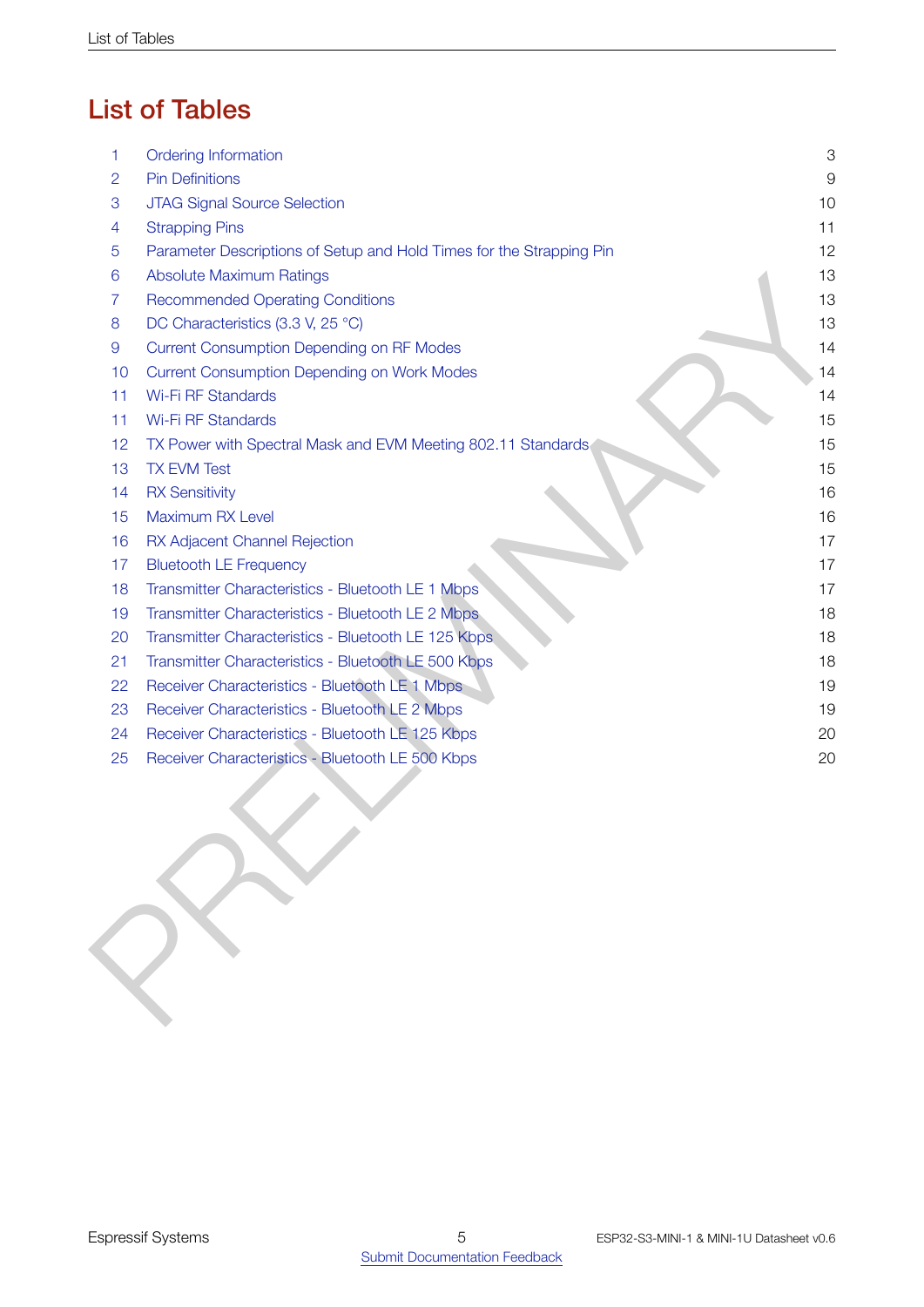# List of Tables

| | | |
|---|---|---|
| 1 | Ordering Information | 3 |
| 2 | Pin Definitions | 9 |
| 3 | JTAG Signal Source Selection | 10 |
| 4 | Strapping Pins | 11 |
| 5 | Parameter Descriptions of Setup and Hold Times for the Strapping Pin | 12 |
| 6 | Absolute Maximum Ratings | 13 |
| 7 | Recommended Operating Conditions | 13 |
| 8 | DC Characteristics (3.3 V, 25 °C) | 13 |
| 9 | Current Consumption Depending on RF Modes | 14 |
| 10 | Current Consumption Depending on Work Modes | 14 |
| 11 | Wi-Fi RF Standards | 14 |
| 11 | Wi-Fi RF Standards | 15 |
| 12 | TX Power with Spectral Mask and EVM Meeting 802.11 Standards | 15 |
| 13 | TX EVM Test | 15 |
| 14 | RX Sensitivity | 16 |
| 15 | Maximum RX Level | 16 |
| 16 | RX Adjacent Channel Rejection | 17 |
| 17 | Bluetooth LE Frequency | 17 |
| 18 | Transmitter Characteristics - Bluetooth LE 1 Mbps | 17 |
| 19 | Transmitter Characteristics - Bluetooth LE 2 Mbps | 18 |
| 20 | Transmitter Characteristics - Bluetooth LE 125 Kbps | 18 |
| 21 | Transmitter Characteristics - Bluetooth LE 500 Kbps | 18 |
| 22 | Receiver Characteristics - Bluetooth LE 1 Mbps | 19 |
| 23 | Receiver Characteristics - Bluetooth LE 2 Mbps | 19 |
| 24 | Receiver Characteristics - Bluetooth LE 125 Kbps | 20 |
| 25 | Receiver Characteristics - Bluetooth LE 500 Kbps | 20 |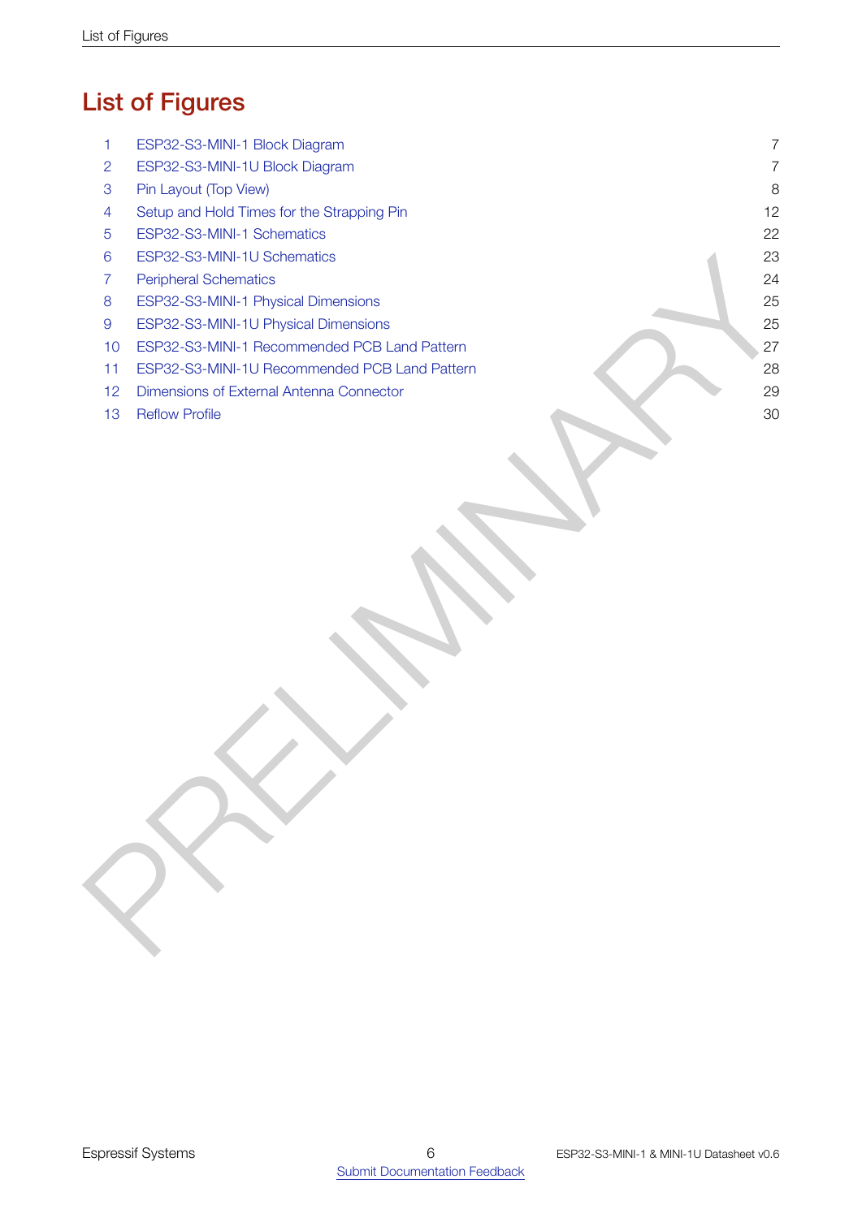# List of Figures

| | | |
|---|---|---|
| 1 | ESP32-S3-MINI-1 Block Diagram | 7 |
| 2 | ESP32-S3-MINI-1U Block Diagram | 7 |
| 3 | Pin Layout (Top View) | 8 |
| 4 | Setup and Hold Times for the Strapping Pin | 12 |
| 5 | ESP32-S3-MINI-1 Schematics | 22 |
| 6 | ESP32-S3-MINI-1U Schematics | 23 |
| 7 | Peripheral Schematics | 24 |
| 8 | ESP32-S3-MINI-1 Physical Dimensions | 25 |
| 9 | ESP32-S3-MINI-1U Physical Dimensions | 25 |
| 10 | ESP32-S3-MINI-1 Recommended PCB Land Pattern | 27 |
| 11 | ESP32-S3-MINI-1U Recommended PCB Land Pattern | 28 |
| 12 | Dimensions of External Antenna Connector | 29 |
| 13 | Reflow Profile | 30 |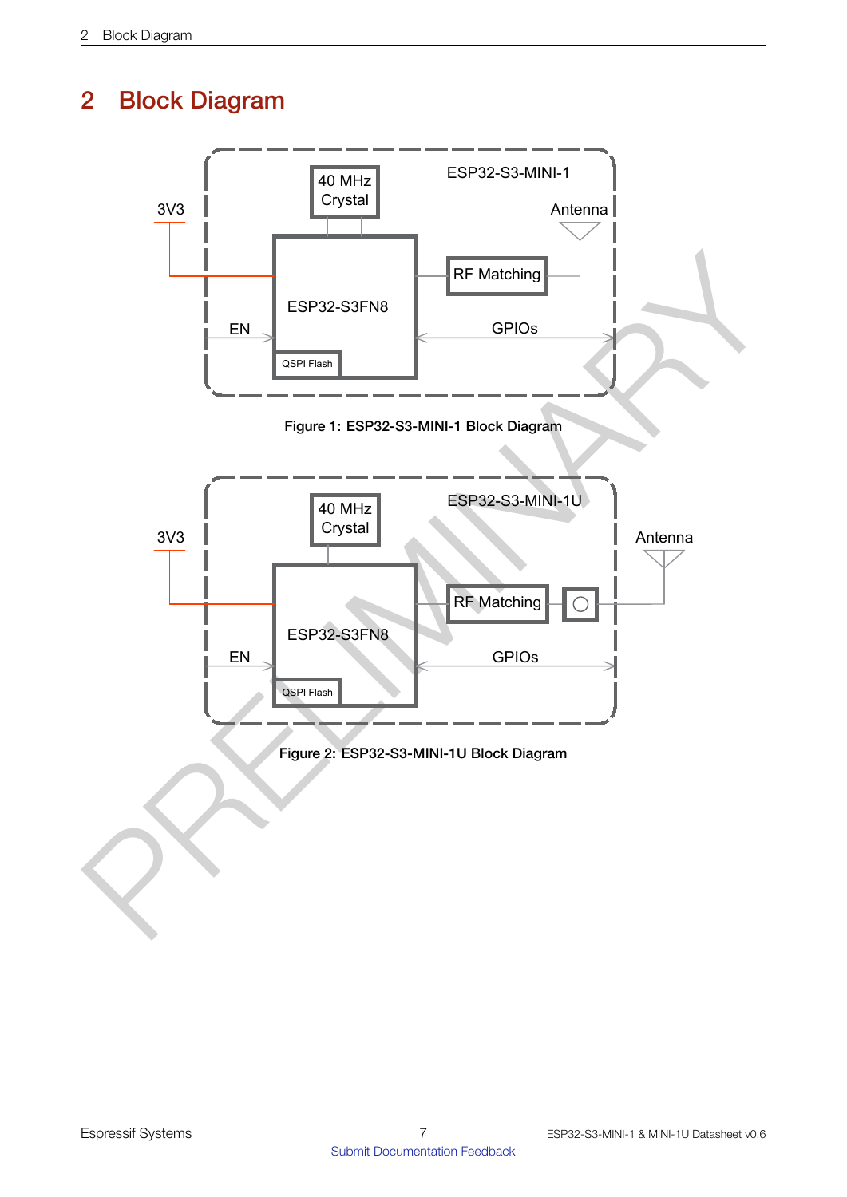# 2 Block Diagram

Figure 1: ESP32-S3-MINI-1 Block Diagram

Figure 2: ESP32-S3-MINI-1U Block Diagram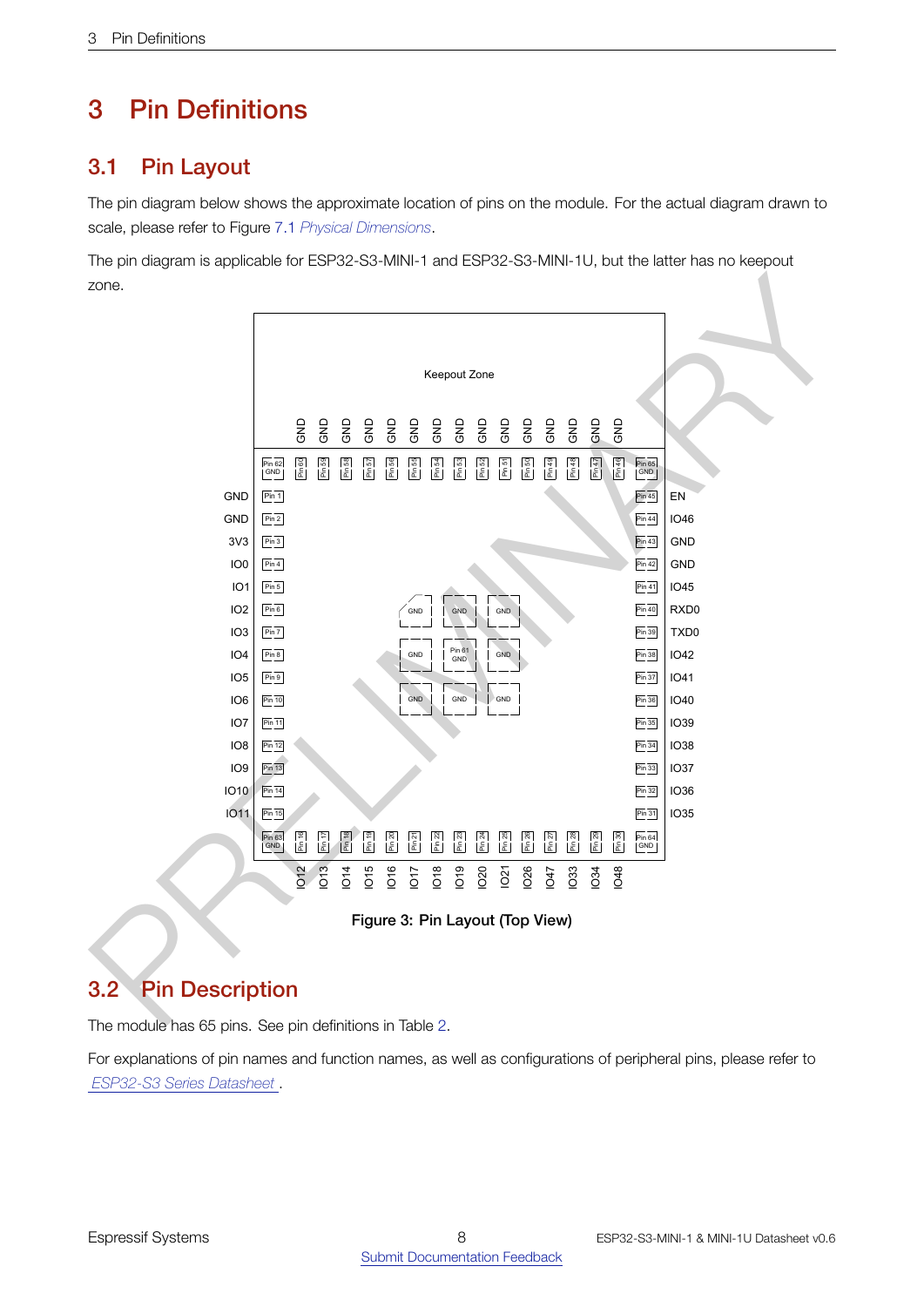# 3 Pin Definitions

## 3.1 Pin Layout

The pin diagram below shows the approximate location of pins on the module. For the actual diagram drawn to scale, please refer to Figure 7.1 *Physical Dimensions*.

The pin diagram is applicable for ESP32-S3-MINI-1 and ESP32-S3-MINI-1U, but the latter has no keepout zone.

Figure 3: Pin Layout (Top View)

## 3.2 Pin Description

The module has 65 pins. See pin definitions in Table 2.

For explanations of pin names and function names, as well as configurations of peripheral pins, please refer to *ESP32-S3 Series Datasheet*.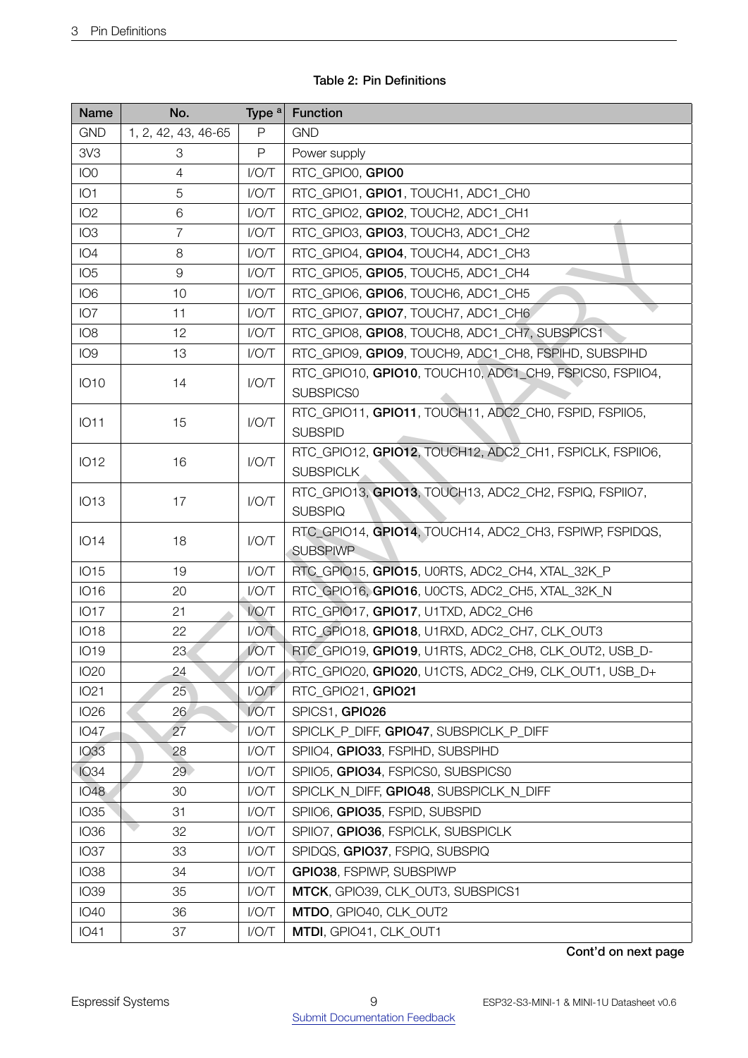Table 2: Pin Definitions

| Name | No. | Type [a] | Function |
|---|---|---|---|
| GND | 1, 2, 42, 43, 46-65 | P | GND |
| 3V3 | 3 | P | Power supply |
| IO0 | 4 | I/O/T | RTC_GPIO0, **GPIO0** |
| IO1 | 5 | I/O/T | RTC_GPIO1, **GPIO1**, TOUCH1, ADC1_CH0 |
| IO2 | 6 | I/O/T | RTC_GPIO2, **GPIO2**, TOUCH2, ADC1_CH1 |
| IO3 | 7 | I/O/T | RTC_GPIO3, **GPIO3**, TOUCH3, ADC1_CH2 |
| IO4 | 8 | I/O/T | RTC_GPIO4, **GPIO4**, TOUCH4, ADC1_CH3 |
| IO5 | 9 | I/O/T | RTC_GPIO5, **GPIO5**, TOUCH5, ADC1_CH4 |
| IO6 | 10 | I/O/T | RTC_GPIO6, **GPIO6**, TOUCH6, ADC1_CH5 |
| IO7 | 11 | I/O/T | RTC_GPIO7, **GPIO7**, TOUCH7, ADC1_CH6 |
| IO8 | 12 | I/O/T | RTC_GPIO8, **GPIO8**, TOUCH8, ADC1_CH7, SUBSPICS1 |
| IO9 | 13 | I/O/T | RTC_GPIO9, **GPIO9**, TOUCH9, ADC1_CH8, FSPIHD, SUBSPIHD |
| IO10 | 14 | I/O/T | RTC_GPIO10, **GPIO10**, TOUCH10, ADC1_CH9, FSPICS0, FSPIIO4, SUBSPICS0 |
| IO11 | 15 | I/O/T | RTC_GPIO11, **GPIO11**, TOUCH11, ADC2_CH0, FSPID, FSPIIO5, SUBSPID |
| IO12 | 16 | I/O/T | RTC_GPIO12, **GPIO12**, TOUCH12, ADC2_CH1, FSPICLK, FSPIIO6, SUBSPICLK |
| IO13 | 17 | I/O/T | RTC_GPIO13, **GPIO13**, TOUCH13, ADC2_CH2, FSPIQ, FSPIIO7, SUBSPIQ |
| IO14 | 18 | I/O/T | RTC_GPIO14, **GPIO14**, TOUCH14, ADC2_CH3, FSPIWP, FSPIDQS, SUBSPIWP |
| IO15 | 19 | I/O/T | RTC_GPIO15, **GPIO15**, U0RTS, ADC2_CH4, XTAL_32K_P |
| IO16 | 20 | I/O/T | RTC_GPIO16, **GPIO16**, U0CTS, ADC2_CH5, XTAL_32K_N |
| IO17 | 21 | I/O/T | RTC_GPIO17, **GPIO17**, U1TXD, ADC2_CH6 |
| IO18 | 22 | I/O/T | RTC_GPIO18, **GPIO18**, U1RXD, ADC2_CH7, CLK_OUT3 |
| IO19 | 23 | I/O/T | RTC_GPIO19, **GPIO19**, U1RTS, ADC2_CH8, CLK_OUT2, USB_D- |
| IO20 | 24 | I/O/T | RTC_GPIO20, **GPIO20**, U1CTS, ADC2_CH9, CLK_OUT1, USB_D+ |
| IO21 | 25 | I/O/T | RTC_GPIO21, **GPIO21** |
| IO26 | 26 | I/O/T | SPICS1, **GPIO26** |
| IO47 | 27 | I/O/T | SPICLK_P_DIFF, **GPIO47**, SUBSPICLK_P_DIFF |
| IO33 | 28 | I/O/T | SPIIO4, **GPIO33**, FSPIHD, SUBSPIHD |
| IO34 | 29 | I/O/T | SPIIO5, **GPIO34**, FSPICS0, SUBSPICS0 |
| IO48 | 30 | I/O/T | SPICLK_N_DIFF, **GPIO48**, SUBSPICLK_N_DIFF |
| IO35 | 31 | I/O/T | SPIIO6, **GPIO35**, FSPID, SUBSPID |
| IO36 | 32 | I/O/T | SPIIO7, **GPIO36**, FSPICLK, SUBSPICLK |
| IO37 | 33 | I/O/T | SPIDQS, **GPIO37**, FSPIQ, SUBSPIQ |
| IO38 | 34 | I/O/T | **GPIO38**, FSPIWP, SUBSPIWP |
| IO39 | 35 | I/O/T | **MTCK**, GPIO39, CLK_OUT3, SUBSPICS1 |
| IO40 | 36 | I/O/T | **MTDO**, GPIO40, CLK_OUT2 |
| IO41 | 37 | I/O/T | **MTDI**, GPIO41, CLK_OUT1 |

**Cont'd on next page**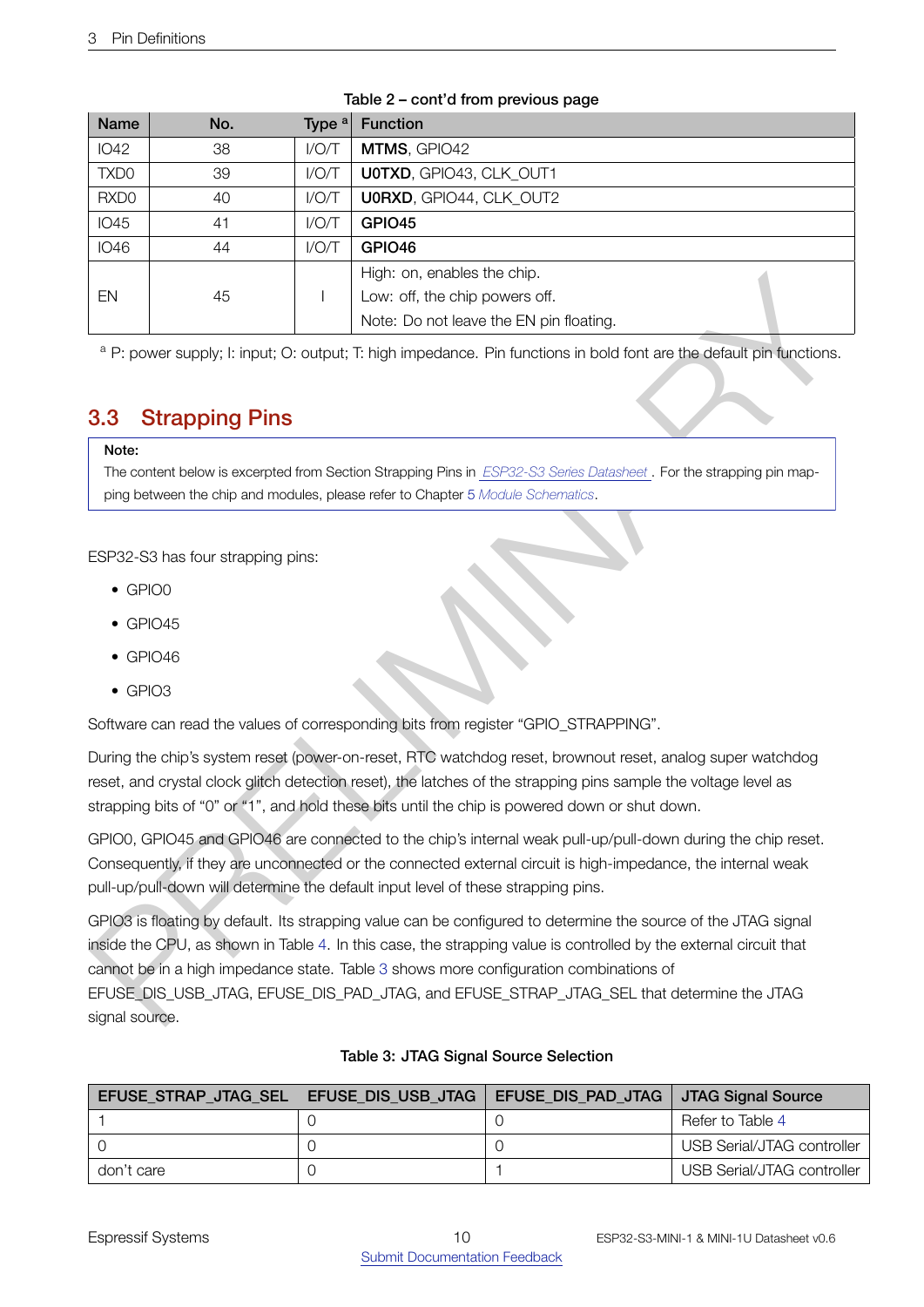Table 2 – cont'd from previous page

| Name | No. | Type [a] | Function |
|---|---|---|---|
| IO42 | 38 | I/O/T | **MTMS**, GPIO42 |
| TXD0 | 39 | I/O/T | **U0TXD**, GPIO43, CLK_OUT1 |
| RXD0 | 40 | I/O/T | **U0RXD**, GPIO44, CLK_OUT2 |
| IO45 | 41 | I/O/T | **GPIO45** |
| IO46 | 44 | I/O/T | **GPIO46** |
| EN | 45 | I | High: on, enables the chip. Low: off, the chip powers off. Note: Do not leave the EN pin floating. |

[a] P: power supply; I: input; O: output; T: high impedance. Pin functions in bold font are the default pin functions.

## 3.3 Strapping Pins

**Note:**

The content below is excerpted from Section Strapping Pins in *ESP32-S3 Series Datasheet*. For the strapping pin mapping between the chip and modules, please refer to Chapter 5 *Module Schematics*.

ESP32-S3 has four strapping pins:

- GPIO0
- GPIO45
- GPIO46
- GPIO3

Software can read the values of corresponding bits from register "GPIO_STRAPPING".

During the chip's system reset (power-on-reset, RTC watchdog reset, brownout reset, analog super watchdog reset, and crystal clock glitch detection reset), the latches of the strapping pins sample the voltage level as strapping bits of "0" or "1", and hold these bits until the chip is powered down or shut down.

GPIO0, GPIO45 and GPIO46 are connected to the chip's internal weak pull-up/pull-down during the chip reset. Consequently, if they are unconnected or the connected external circuit is high-impedance, the internal weak pull-up/pull-down will determine the default input level of these strapping pins.

GPIO3 is floating by default. Its strapping value can be configured to determine the source of the JTAG signal inside the CPU, as shown in Table 4. In this case, the strapping value is controlled by the external circuit that cannot be in a high impedance state. Table 3 shows more configuration combinations of EFUSE_DIS_USB_JTAG, EFUSE_DIS_PAD_JTAG, and EFUSE_STRAP_JTAG_SEL that determine the JTAG signal source.

Table 3: JTAG Signal Source Selection

| EFUSE_STRAP_JTAG_SEL | EFUSE_DIS_USB_JTAG | EFUSE_DIS_PAD_JTAG | JTAG Signal Source |
|---|---|---|---|
| 1 | 0 | 0 | Refer to Table 4 |
| 0 | 0 | 0 | USB Serial/JTAG controller |
| don't care | 0 | 1 | USB Serial/JTAG controller |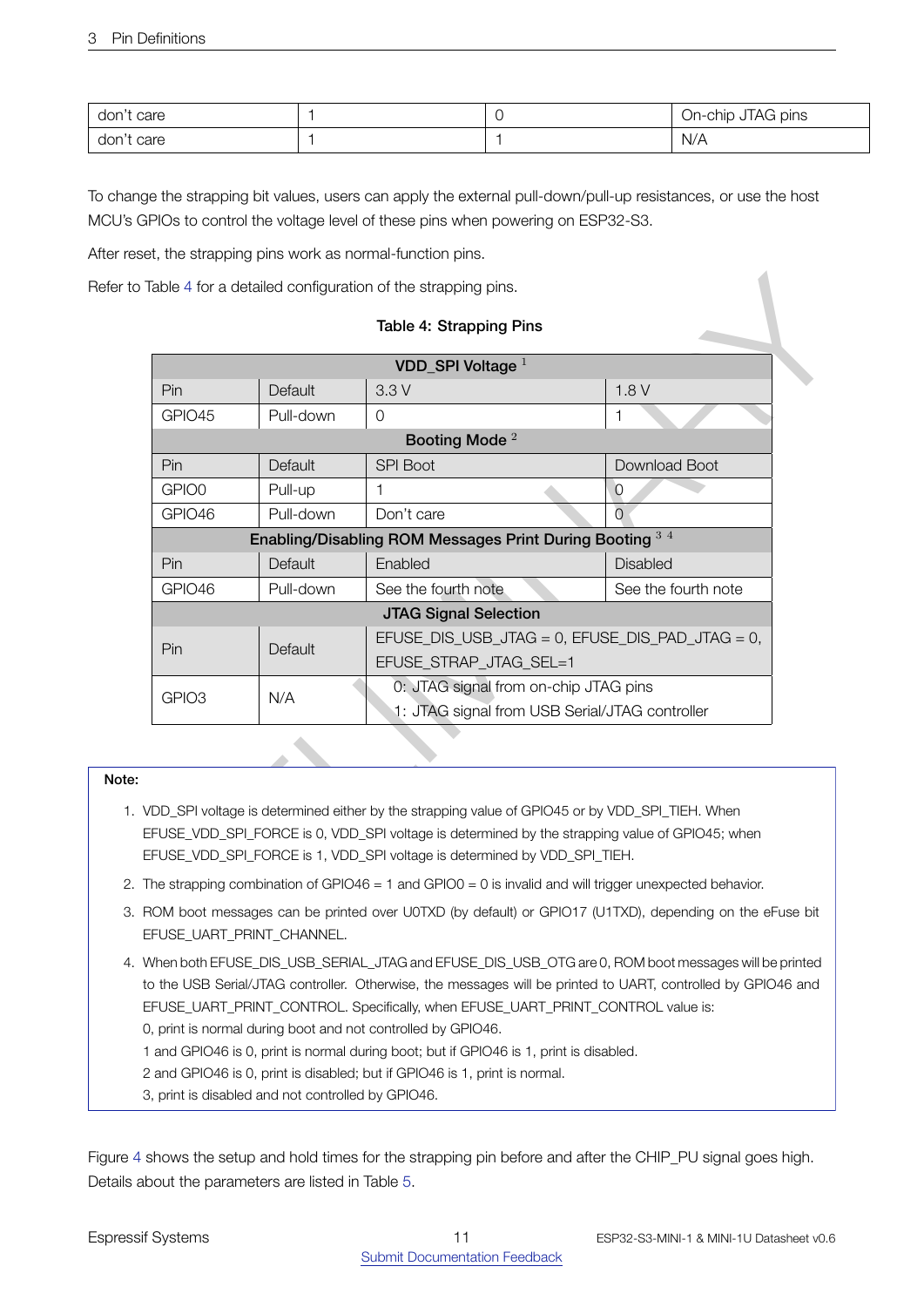| don't care | 1 | 0 | On-chip JTAG pins |
|---|---|---|---|
| don't care | 1 | 1 | N/A |

To change the strapping bit values, users can apply the external pull-down/pull-up resistances, or use the host MCU's GPIOs to control the voltage level of these pins when powering on ESP32-S3.

After reset, the strapping pins work as normal-function pins.

Refer to Table 4 for a detailed configuration of the strapping pins.

**Table 4: Strapping Pins**

| **VDD_SPI Voltage** [1] | | | |
|---|---|---|---|
| Pin | Default | 3.3 V | 1.8 V |
| GPIO45 | Pull-down | 0 | 1 |
| **Booting Mode** [2] | | | |
| Pin | Default | SPI Boot | Download Boot |
| GPIO0 | Pull-up | 1 | 0 |
| GPIO46 | Pull-down | Don't care | 0 |
| **Enabling/Disabling ROM Messages Print During Booting** [3 4] | | | |
| Pin | Default | Enabled | Disabled |
| GPIO46 | Pull-down | See the fourth note | See the fourth note |
| **JTAG Signal Selection** | | | |
| Pin | Default | EFUSE_DIS_USB_JTAG = 0, EFUSE_DIS_PAD_JTAG = 0, EFUSE_STRAP_JTAG_SEL=1 | |
| GPIO3 | N/A | 0: JTAG signal from on-chip JTAG pins<br>1: JTAG signal from USB Serial/JTAG controller | |

**Note:**

1. VDD_SPI voltage is determined either by the strapping value of GPIO45 or by VDD_SPI_TIEH. When EFUSE_VDD_SPI_FORCE is 0, VDD_SPI voltage is determined by the strapping value of GPIO45; when EFUSE_VDD_SPI_FORCE is 1, VDD_SPI voltage is determined by VDD_SPI_TIEH.
2. The strapping combination of GPIO46 = 1 and GPIO0 = 0 is invalid and will trigger unexpected behavior.
3. ROM boot messages can be printed over U0TXD (by default) or GPIO17 (U1TXD), depending on the eFuse bit EFUSE_UART_PRINT_CHANNEL.
4. When both EFUSE_DIS_USB_SERIAL_JTAG and EFUSE_DIS_USB_OTG are 0, ROM boot messages will be printed to the USB Serial/JTAG controller. Otherwise, the messages will be printed to UART, controlled by GPIO46 and EFUSE_UART_PRINT_CONTROL. Specifically, when EFUSE_UART_PRINT_CONTROL value is:
   0, print is normal during boot and not controlled by GPIO46.
   1 and GPIO46 is 0, print is normal during boot; but if GPIO46 is 1, print is disabled.
   2 and GPIO46 is 0, print is disabled; but if GPIO46 is 1, print is normal.
   3, print is disabled and not controlled by GPIO46.

Figure 4 shows the setup and hold times for the strapping pin before and after the CHIP_PU signal goes high. Details about the parameters are listed in Table 5.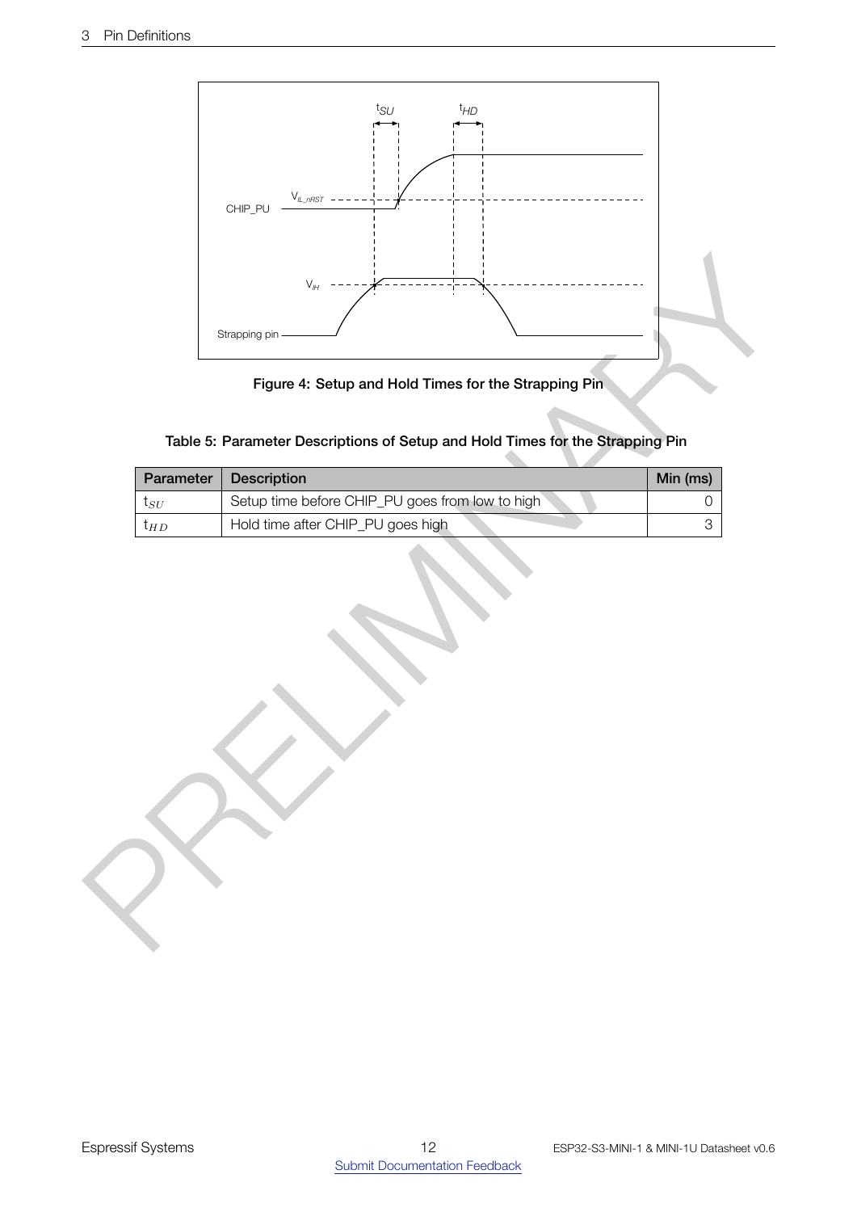Figure 4: Setup and Hold Times for the Strapping Pin

Table 5: Parameter Descriptions of Setup and Hold Times for the Strapping Pin

| Parameter | Description | Min (ms) |
| --- | --- | --- |
| $t_{SU}$ | Setup time before CHIP_PU goes from low to high | 0 |
| $t_{HD}$ | Hold time after CHIP_PU goes high | 3 |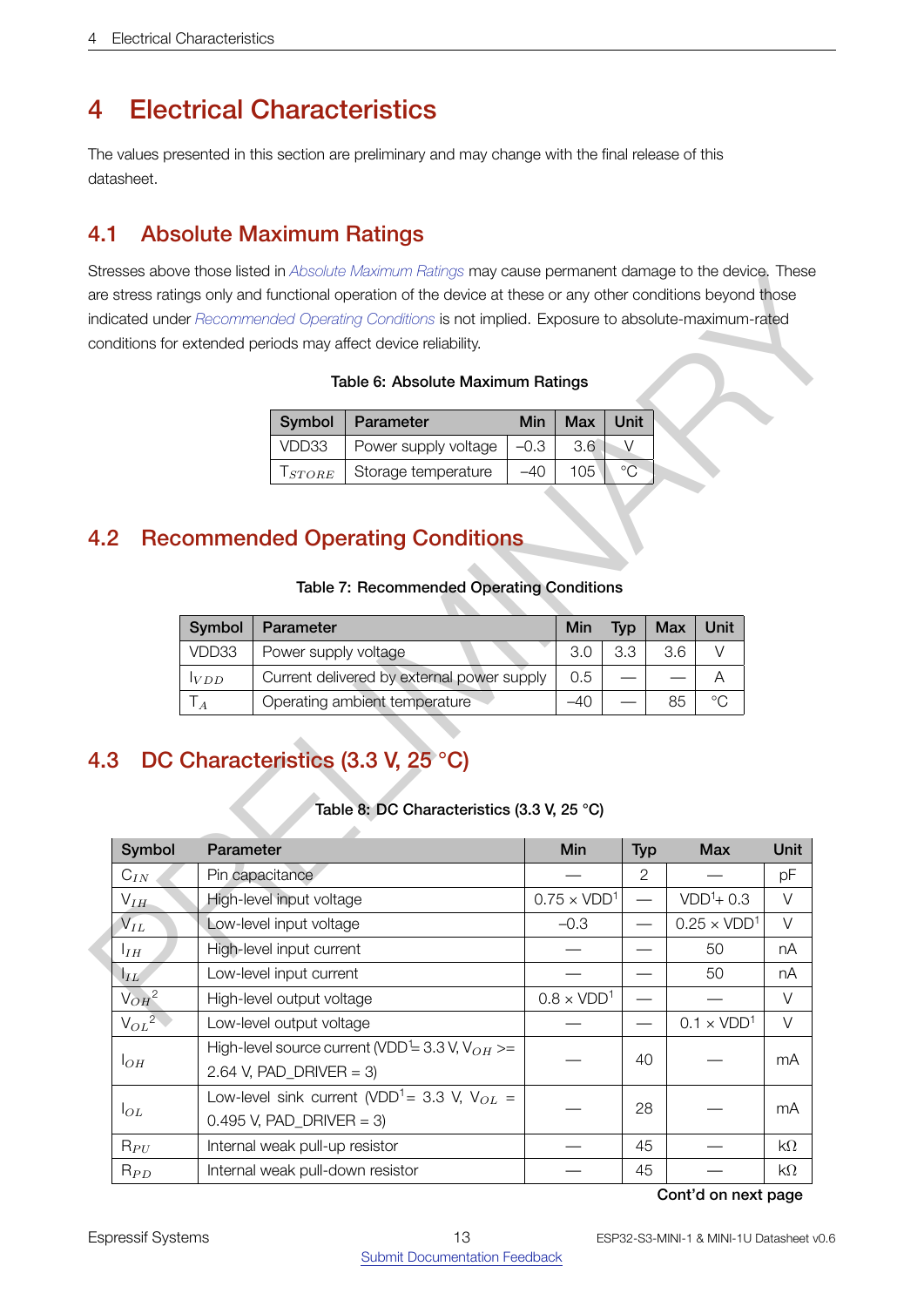# 4 Electrical Characteristics

The values presented in this section are preliminary and may change with the final release of this datasheet.

## 4.1 Absolute Maximum Ratings

Stresses above those listed in *Absolute Maximum Ratings* may cause permanent damage to the device. These are stress ratings only and functional operation of the device at these or any other conditions beyond those indicated under *Recommended Operating Conditions* is not implied. Exposure to absolute-maximum-rated conditions for extended periods may affect device reliability.

**Table 6: Absolute Maximum Ratings**

| Symbol | Parameter | Min | Max | Unit |
|---|---|---|---|---|
| VDD33 | Power supply voltage | –0.3 | 3.6 | V |
| $T_{STORE}$ | Storage temperature | –40 | 105 | °C |

## 4.2 Recommended Operating Conditions

**Table 7: Recommended Operating Conditions**

| Symbol | Parameter | Min | Typ | Max | Unit |
|---|---|---|---|---|---|
| VDD33 | Power supply voltage | 3.0 | 3.3 | 3.6 | V |
| $I_{VDD}$ | Current delivered by external power supply | 0.5 | — | — | A |
| $T_A$ | Operating ambient temperature | –40 | — | 85 | °C |

## 4.3 DC Characteristics (3.3 V, 25 °C)

**Table 8: DC Characteristics (3.3 V, 25 °C)**

| Symbol | Parameter | Min | Typ | Max | Unit |
|---|---|---|---|---|---|
| $C_{IN}$ | Pin capacitance | — | 2 | — | pF |
| $V_{IH}$ | High-level input voltage | 0.75 × VDD[1] | — | VDD[1]+ 0.3 | V |
| $V_{IL}$ | Low-level input voltage | –0.3 | — | 0.25 × VDD[1] | V |
| $I_{IH}$ | High-level input current | — | — | 50 | nA |
| $I_{IL}$ | Low-level input current | — | — | 50 | nA |
| $V_{OH}$[2] | High-level output voltage | 0.8 × VDD[1] | — | — | V |
| $V_{OL}$[2] | Low-level output voltage | — | — | 0.1 × VDD[1] | V |
| $I_{OH}$ | High-level source current (VDD[1]= 3.3 V, $V_{OH}$ >= 2.64 V, PAD_DRIVER = 3) | — | 40 | — | mA |
| $I_{OL}$ | Low-level sink current (VDD[1]= 3.3 V, $V_{OL}$ = 0.495 V, PAD_DRIVER = 3) | — | 28 | — | mA |
| $R_{PU}$ | Internal weak pull-up resistor | — | 45 | — | kΩ |
| $R_{PD}$ | Internal weak pull-down resistor | — | 45 | — | kΩ |

**Cont'd on next page**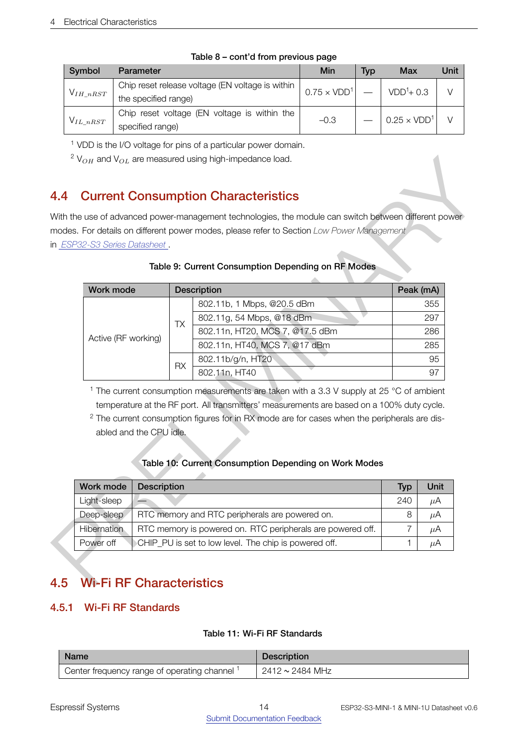Table 8 – cont'd from previous page

| Symbol | Parameter | Min | Typ | Max | Unit |
| --- | --- | --- | --- | --- | --- |
| $V_{IH\_nRST}$ | Chip reset release voltage (EN voltage is within the specified range) | 0.75 × VDD[1] | — | VDD[1]+ 0.3 | V |
| $V_{IL\_nRST}$ | Chip reset voltage (EN voltage is within the specified range) | –0.3 | — | 0.25 × VDD[1] | V |

[1] VDD is the I/O voltage for pins of a particular power domain.

[2] $V_{OH}$ and $V_{OL}$ are measured using high-impedance load.

## 4.4 Current Consumption Characteristics

With the use of advanced power-management technologies, the module can switch between different power modes. For details on different power modes, please refer to Section *Low Power Management* in *ESP32-S3 Series Datasheet* .

**Table 9: Current Consumption Depending on RF Modes**

| Work mode | Description | | Peak (mA) |
| --- | --- | --- | --- |
| Active (RF working) | TX | 802.11b, 1 Mbps, @20.5 dBm | 355 |
| | | 802.11g, 54 Mbps, @18 dBm | 297 |
| | | 802.11n, HT20, MCS 7, @17.5 dBm | 286 |
| | | 802.11n, HT40, MCS 7, @17 dBm | 285 |
| | RX | 802.11b/g/n, HT20 | 95 |
| | | 802.11n, HT40 | 97 |

[1] The current consumption measurements are taken with a 3.3 V supply at 25 °C of ambient temperature at the RF port. All transmitters' measurements are based on a 100% duty cycle.

[2] The current consumption figures for in RX mode are for cases when the peripherals are disabled and the CPU idle.

**Table 10: Current Consumption Depending on Work Modes**

| Work mode | Description | Typ | Unit |
| --- | --- | --- | --- |
| Light-sleep | — | 240 | $\mu$A |
| Deep-sleep | RTC memory and RTC peripherals are powered on. | 8 | $\mu$A |
| Hibernation | RTC memory is powered on. RTC peripherals are powered off. | 7 | $\mu$A |
| Power off | CHIP_PU is set to low level. The chip is powered off. | 1 | $\mu$A |

## 4.5 Wi-Fi RF Characteristics

### 4.5.1 Wi-Fi RF Standards

**Table 11: Wi-Fi RF Standards**

| Name | Description |
| --- | --- |
| Center frequency range of operating channel [1] | 2412 ~ 2484 MHz |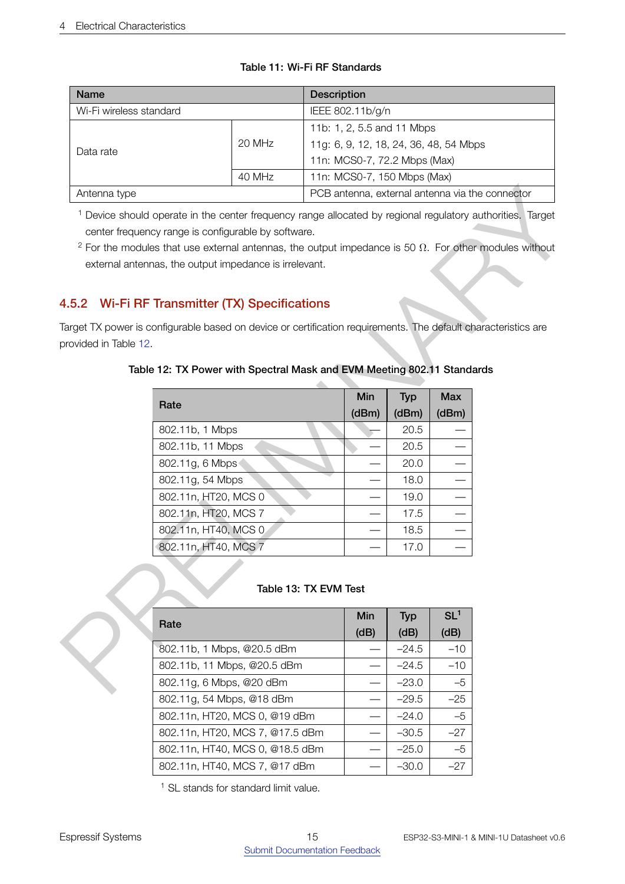**Table 11: Wi-Fi RF Standards**

| Name | | Description |
|---|---|---|
| Wi-Fi wireless standard | | IEEE 802.11b/g/n |
| Data rate | 20 MHz | 11b: 1, 2, 5.5 and 11 Mbps<br>11g: 6, 9, 12, 18, 24, 36, 48, 54 Mbps<br>11n: MCS0-7, 72.2 Mbps (Max) |
| | 40 MHz | 11n: MCS0-7, 150 Mbps (Max) |
| Antenna type | | PCB antenna, external antenna via the connector |

[1] Device should operate in the center frequency range allocated by regional regulatory authorities. Target center frequency range is configurable by software.

[2] For the modules that use external antennas, the output impedance is 50 Ω. For other modules without external antennas, the output impedance is irrelevant.

### 4.5.2 Wi-Fi RF Transmitter (TX) Specifications

Target TX power is configurable based on device or certification requirements. The default characteristics are provided in Table 12.

**Table 12: TX Power with Spectral Mask and EVM Meeting 802.11 Standards**

| Rate | Min (dBm) | Typ (dBm) | Max (dBm) |
|---|---|---|---|
| 802.11b, 1 Mbps | — | 20.5 | — |
| 802.11b, 11 Mbps | — | 20.5 | — |
| 802.11g, 6 Mbps | — | 20.0 | — |
| 802.11g, 54 Mbps | — | 18.0 | — |
| 802.11n, HT20, MCS 0 | — | 19.0 | — |
| 802.11n, HT20, MCS 7 | — | 17.5 | — |
| 802.11n, HT40, MCS 0 | — | 18.5 | — |
| 802.11n, HT40, MCS 7 | — | 17.0 | — |

**Table 13: TX EVM Test**

| Rate | Min (dB) | Typ (dB) | SL[1] (dB) |
|---|---|---|---|
| 802.11b, 1 Mbps, @20.5 dBm | — | –24.5 | –10 |
| 802.11b, 11 Mbps, @20.5 dBm | — | –24.5 | –10 |
| 802.11g, 6 Mbps, @20 dBm | — | –23.0 | –5 |
| 802.11g, 54 Mbps, @18 dBm | — | –29.5 | –25 |
| 802.11n, HT20, MCS 0, @19 dBm | — | –24.0 | –5 |
| 802.11n, HT20, MCS 7, @17.5 dBm | — | –30.5 | –27 |
| 802.11n, HT40, MCS 0, @18.5 dBm | — | –25.0 | –5 |
| 802.11n, HT40, MCS 7, @17 dBm | — | –30.0 | –27 |

[1] SL stands for standard limit value.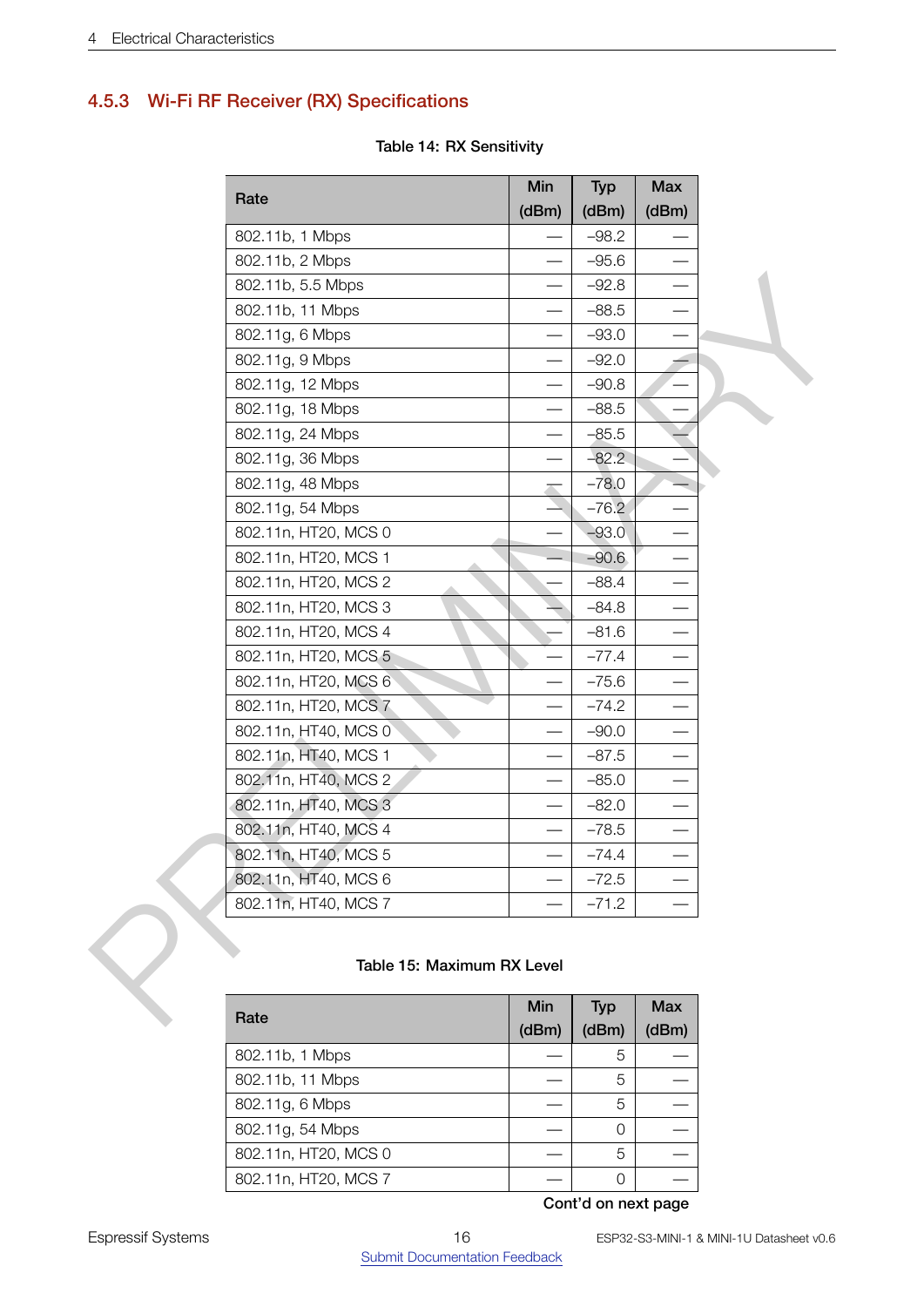### 4.5.3 Wi-Fi RF Receiver (RX) Specifications

Table 14: RX Sensitivity

| Rate | Min (dBm) | Typ (dBm) | Max (dBm) |
|---|---|---|---|
| 802.11b, 1 Mbps | — | –98.2 | — |
| 802.11b, 2 Mbps | — | –95.6 | — |
| 802.11b, 5.5 Mbps | — | –92.8 | — |
| 802.11b, 11 Mbps | — | –88.5 | — |
| 802.11g, 6 Mbps | — | –93.0 | — |
| 802.11g, 9 Mbps | — | –92.0 | — |
| 802.11g, 12 Mbps | — | –90.8 | — |
| 802.11g, 18 Mbps | — | –88.5 | — |
| 802.11g, 24 Mbps | — | –85.5 | — |
| 802.11g, 36 Mbps | — | –82.2 | — |
| 802.11g, 48 Mbps | — | –78.0 | — |
| 802.11g, 54 Mbps | — | –76.2 | — |
| 802.11n, HT20, MCS 0 | — | –93.0 | — |
| 802.11n, HT20, MCS 1 | — | –90.6 | — |
| 802.11n, HT20, MCS 2 | — | –88.4 | — |
| 802.11n, HT20, MCS 3 | — | –84.8 | — |
| 802.11n, HT20, MCS 4 | — | –81.6 | — |
| 802.11n, HT20, MCS 5 | — | –77.4 | — |
| 802.11n, HT20, MCS 6 | — | –75.6 | — |
| 802.11n, HT20, MCS 7 | — | –74.2 | — |
| 802.11n, HT40, MCS 0 | — | –90.0 | — |
| 802.11n, HT40, MCS 1 | — | –87.5 | — |
| 802.11n, HT40, MCS 2 | — | –85.0 | — |
| 802.11n, HT40, MCS 3 | — | –82.0 | — |
| 802.11n, HT40, MCS 4 | — | –78.5 | — |
| 802.11n, HT40, MCS 5 | — | –74.4 | — |
| 802.11n, HT40, MCS 6 | — | –72.5 | — |
| 802.11n, HT40, MCS 7 | — | –71.2 | — |

Table 15: Maximum RX Level

| Rate | Min (dBm) | Typ (dBm) | Max (dBm) |
|---|---|---|---|
| 802.11b, 1 Mbps | — | 5 | — |
| 802.11b, 11 Mbps | — | 5 | — |
| 802.11g, 6 Mbps | — | 5 | — |
| 802.11g, 54 Mbps | — | 0 | — |
| 802.11n, HT20, MCS 0 | — | 5 | — |
| 802.11n, HT20, MCS 7 | — | 0 | — |

Cont'd on next page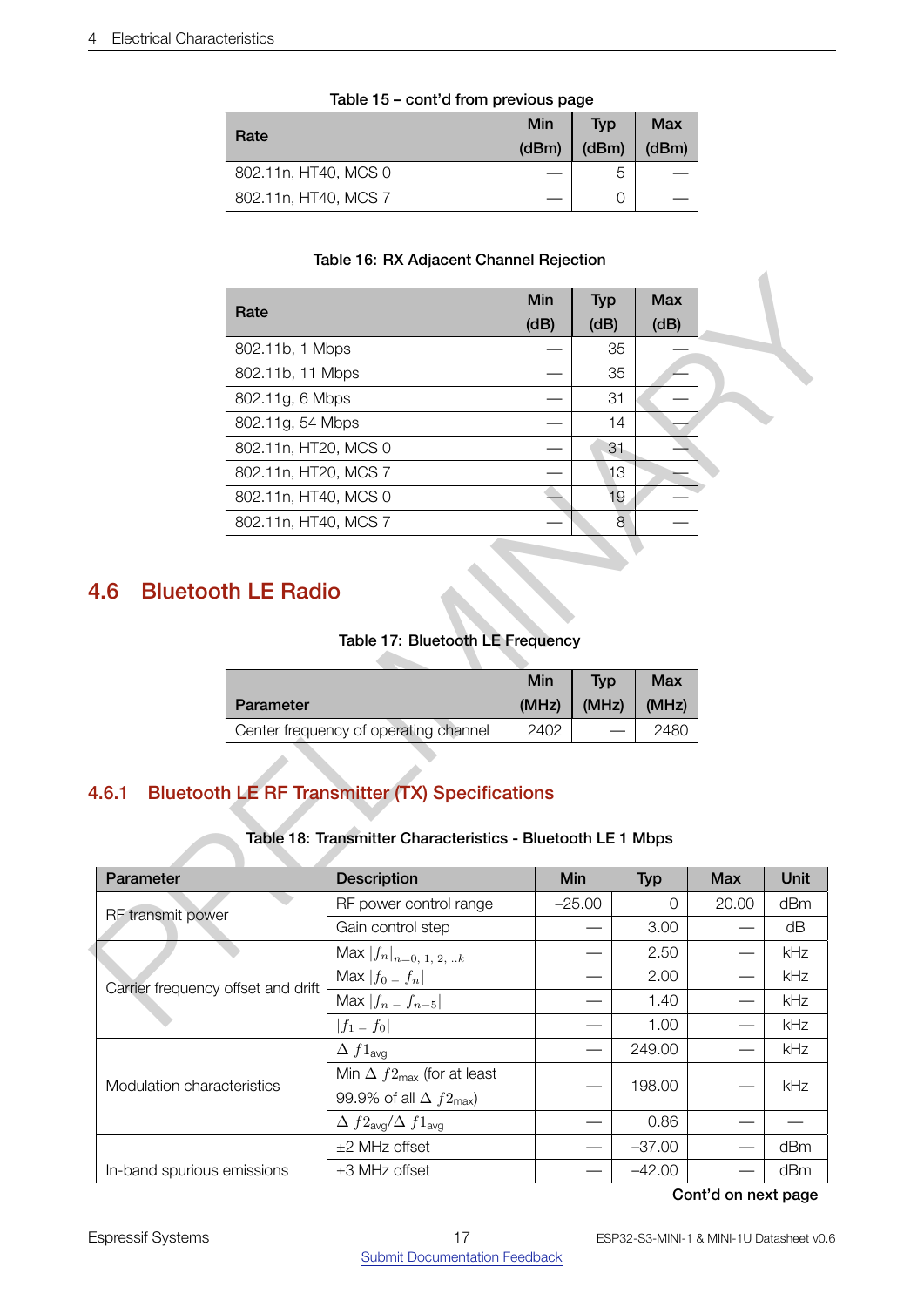Table 15 – cont'd from previous page

| Rate | Min (dBm) | Typ (dBm) | Max (dBm) |
|---|---|---|---|
| 802.11n, HT40, MCS 0 | — | 5 | — |
| 802.11n, HT40, MCS 7 | — | 0 | — |

Table 16: RX Adjacent Channel Rejection

| Rate | Min (dB) | Typ (dB) | Max (dB) |
|---|---|---|---|
| 802.11b, 1 Mbps | — | 35 | — |
| 802.11b, 11 Mbps | — | 35 | — |
| 802.11g, 6 Mbps | — | 31 | — |
| 802.11g, 54 Mbps | — | 14 | — |
| 802.11n, HT20, MCS 0 | — | 31 | — |
| 802.11n, HT20, MCS 7 | — | 13 | — |
| 802.11n, HT40, MCS 0 | — | 19 | — |
| 802.11n, HT40, MCS 7 | — | 8 | — |

## 4.6 Bluetooth LE Radio

Table 17: Bluetooth LE Frequency

| Parameter | Min (MHz) | Typ (MHz) | Max (MHz) |
|---|---|---|---|
| Center frequency of operating channel | 2402 | — | 2480 |

### 4.6.1 Bluetooth LE RF Transmitter (TX) Specifications

Table 18: Transmitter Characteristics - Bluetooth LE 1 Mbps

| Parameter | Description | Min | Typ | Max | Unit |
|---|---|---|---|---|---|
| RF transmit power | RF power control range | –25.00 | 0 | 20.00 | dBm |
| | Gain control step | — | 3.00 | — | dB |
| Carrier frequency offset and drift | Max $\|f_n\|_{n=0,\ 1,\ 2,\ ..k}$ | — | 2.50 | — | kHz |
| | Max $\|f_0 - f_n\|$ | — | 2.00 | — | kHz |
| | Max $\|f_n - f_{n-5}\|$ | — | 1.40 | — | kHz |
| | $\|f_1 - f_0\|$ | — | 1.00 | — | kHz |
| Modulation characteristics | $\Delta\ f1_{\text{avg}}$ | — | 249.00 | — | kHz |
| | Min $\Delta\ f2_{\text{max}}$ (for at least 99.9% of all $\Delta\ f2_{\text{max}}$) | — | 198.00 | — | kHz |
| | $\Delta\ f2_{\text{avg}}/\Delta\ f1_{\text{avg}}$ | — | 0.86 | — | — |
| In-band spurious emissions | ±2 MHz offset | — | –37.00 | — | dBm |
| | ±3 MHz offset | — | –42.00 | — | dBm |

Cont'd on next page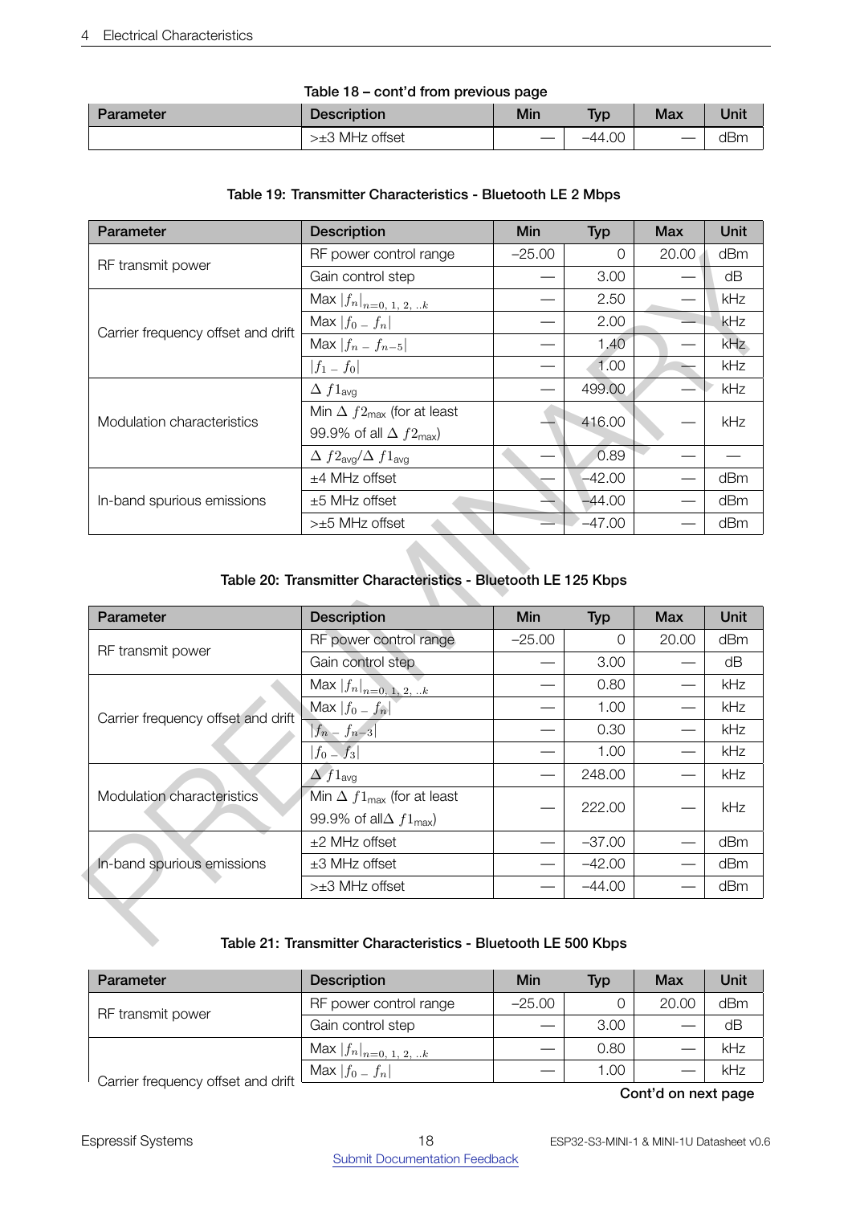**Table 18 – cont'd from previous page**

| Parameter | Description | Min | Typ | Max | Unit |
|---|---|---|---|---|---|
| | >±3 MHz offset | — | –44.00 | — | dBm |

**Table 19: Transmitter Characteristics - Bluetooth LE 2 Mbps**

| Parameter | Description | Min | Typ | Max | Unit |
|---|---|---|---|---|---|
| RF transmit power | RF power control range | –25.00 | 0 | 20.00 | dBm |
| | Gain control step | — | 3.00 | — | dB |
| Carrier frequency offset and drift | Max $\lvert f_n \rvert_{n=0,\ 1,\ 2,\ ..k}$ | — | 2.50 | — | kHz |
| | Max $\lvert f_0 - f_n \rvert$ | — | 2.00 | — | kHz |
| | Max $\lvert f_n - f_{n-5} \rvert$ | — | 1.40 | — | kHz |
| | $\lvert f_1 - f_0 \rvert$ | — | 1.00 | — | kHz |
| Modulation characteristics | $\Delta\ f1_{\text{avg}}$ | — | 499.00 | — | kHz |
| | Min $\Delta\ f2_{\text{max}}$ (for at least 99.9% of all $\Delta\ f2_{\text{max}}$) | — | 416.00 | — | kHz |
| | $\Delta\ f2_{\text{avg}}/\Delta\ f1_{\text{avg}}$ | — | 0.89 | — | — |
| In-band spurious emissions | ±4 MHz offset | — | –42.00 | — | dBm |
| | ±5 MHz offset | — | –44.00 | — | dBm |
| | >±5 MHz offset | — | –47.00 | — | dBm |

**Table 20: Transmitter Characteristics - Bluetooth LE 125 Kbps**

| Parameter | Description | Min | Typ | Max | Unit |
|---|---|---|---|---|---|
| RF transmit power | RF power control range | –25.00 | 0 | 20.00 | dBm |
| | Gain control step | — | 3.00 | — | dB |
| Carrier frequency offset and drift | Max $\lvert f_n \rvert_{n=0,\ 1,\ 2,\ ..k}$ | — | 0.80 | — | kHz |
| | Max $\lvert f_0 - f_n \rvert$ | — | 1.00 | — | kHz |
| | $\lvert f_n - f_{n-3} \rvert$ | — | 0.30 | — | kHz |
| | $\lvert f_0 - f_3 \rvert$ | — | 1.00 | — | kHz |
| Modulation characteristics | $\Delta\ f1_{\text{avg}}$ | — | 248.00 | — | kHz |
| | Min $\Delta\ f1_{\text{max}}$ (for at least 99.9% of all$\Delta\ f1_{\text{max}}$) | — | 222.00 | — | kHz |
| In-band spurious emissions | ±2 MHz offset | — | –37.00 | — | dBm |
| | ±3 MHz offset | — | –42.00 | — | dBm |
| | >±3 MHz offset | — | –44.00 | — | dBm |

**Table 21: Transmitter Characteristics - Bluetooth LE 500 Kbps**

| Parameter | Description | Min | Typ | Max | Unit |
|---|---|---|---|---|---|
| RF transmit power | RF power control range | –25.00 | 0 | 20.00 | dBm |
| | Gain control step | — | 3.00 | — | dB |
| Carrier frequency offset and drift | Max $\lvert f_n \rvert_{n=0,\ 1,\ 2,\ ..k}$ | — | 0.80 | — | kHz |
| | Max $\lvert f_0 - f_n \rvert$ | — | 1.00 | — | kHz |

**Cont'd on next page**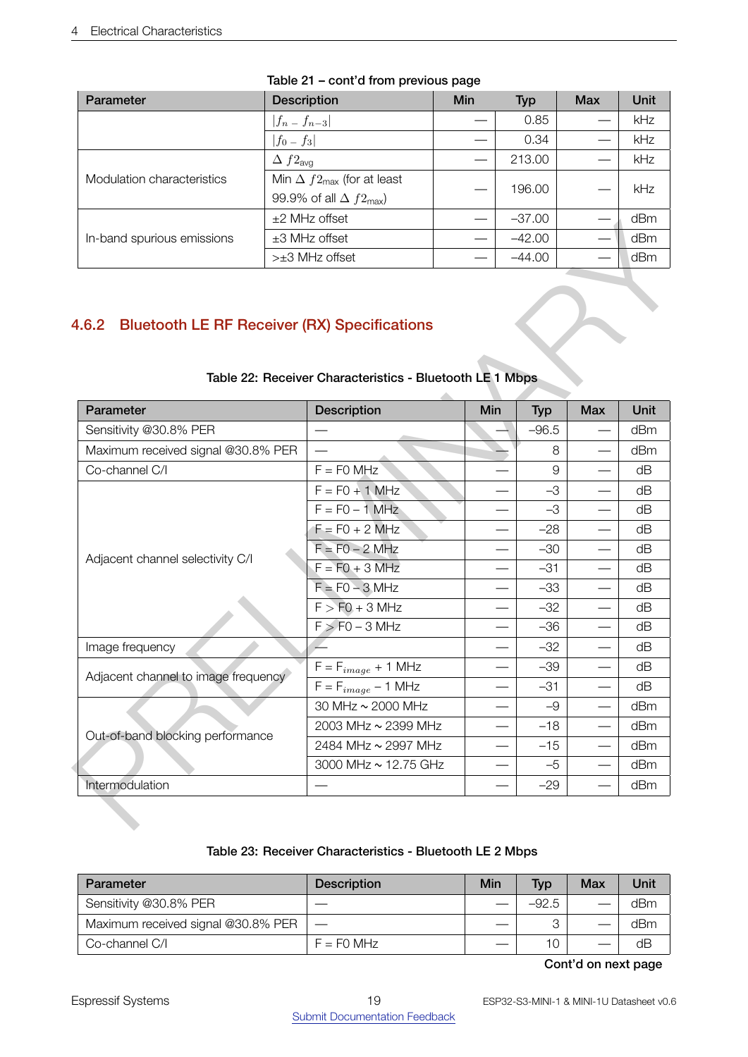Table 21 – cont'd from previous page

| Parameter | Description | Min | Typ | Max | Unit |
|---|---|---|---|---|---|
| | $\|f_n - f_{n-3}\|$ | — | 0.85 | — | kHz |
| | $\|f_0 - f_3\|$ | — | 0.34 | — | kHz |
| Modulation characteristics | $\Delta\ f2_{avg}$ | — | 213.00 | — | kHz |
| | Min $\Delta\ f2_{max}$ (for at least 99.9% of all $\Delta\ f2_{max}$) | — | 196.00 | — | kHz |
| In-band spurious emissions | ±2 MHz offset | — | –37.00 | — | dBm |
| | ±3 MHz offset | — | –42.00 | — | dBm |
| | >±3 MHz offset | — | –44.00 | — | dBm |

### 4.6.2 Bluetooth LE RF Receiver (RX) Specifications

Table 22: Receiver Characteristics - Bluetooth LE 1 Mbps

| Parameter | Description | Min | Typ | Max | Unit |
|---|---|---|---|---|---|
| Sensitivity @30.8% PER | — | — | –96.5 | — | dBm |
| Maximum received signal @30.8% PER | — | — | 8 | — | dBm |
| Co-channel C/I | F = F0 MHz | — | 9 | — | dB |
| Adjacent channel selectivity C/I | F = F0 + 1 MHz | — | –3 | — | dB |
| | F = F0 – 1 MHz | — | –3 | — | dB |
| | F = F0 + 2 MHz | — | –28 | — | dB |
| | F = F0 – 2 MHz | — | –30 | — | dB |
| | F = F0 + 3 MHz | — | –31 | — | dB |
| | F = F0 – 3 MHz | — | –33 | — | dB |
| | F > F0 + 3 MHz | — | –32 | — | dB |
| | F > F0 – 3 MHz | — | –36 | — | dB |
| Image frequency | — | — | –32 | — | dB |
| Adjacent channel to image frequency | F = $F_{image}$ + 1 MHz | — | –39 | — | dB |
| | F = $F_{image}$ – 1 MHz | — | –31 | — | dB |
| Out-of-band blocking performance | 30 MHz ~ 2000 MHz | — | –9 | — | dBm |
| | 2003 MHz ~ 2399 MHz | — | –18 | — | dBm |
| | 2484 MHz ~ 2997 MHz | — | –15 | — | dBm |
| | 3000 MHz ~ 12.75 GHz | — | –5 | — | dBm |
| Intermodulation | — | — | –29 | — | dBm |

Table 23: Receiver Characteristics - Bluetooth LE 2 Mbps

| Parameter | Description | Min | Typ | Max | Unit |
|---|---|---|---|---|---|
| Sensitivity @30.8% PER | — | — | –92.5 | — | dBm |
| Maximum received signal @30.8% PER | — | — | 3 | — | dBm |
| Co-channel C/I | F = F0 MHz | — | 10 | — | dB |

Cont'd on next page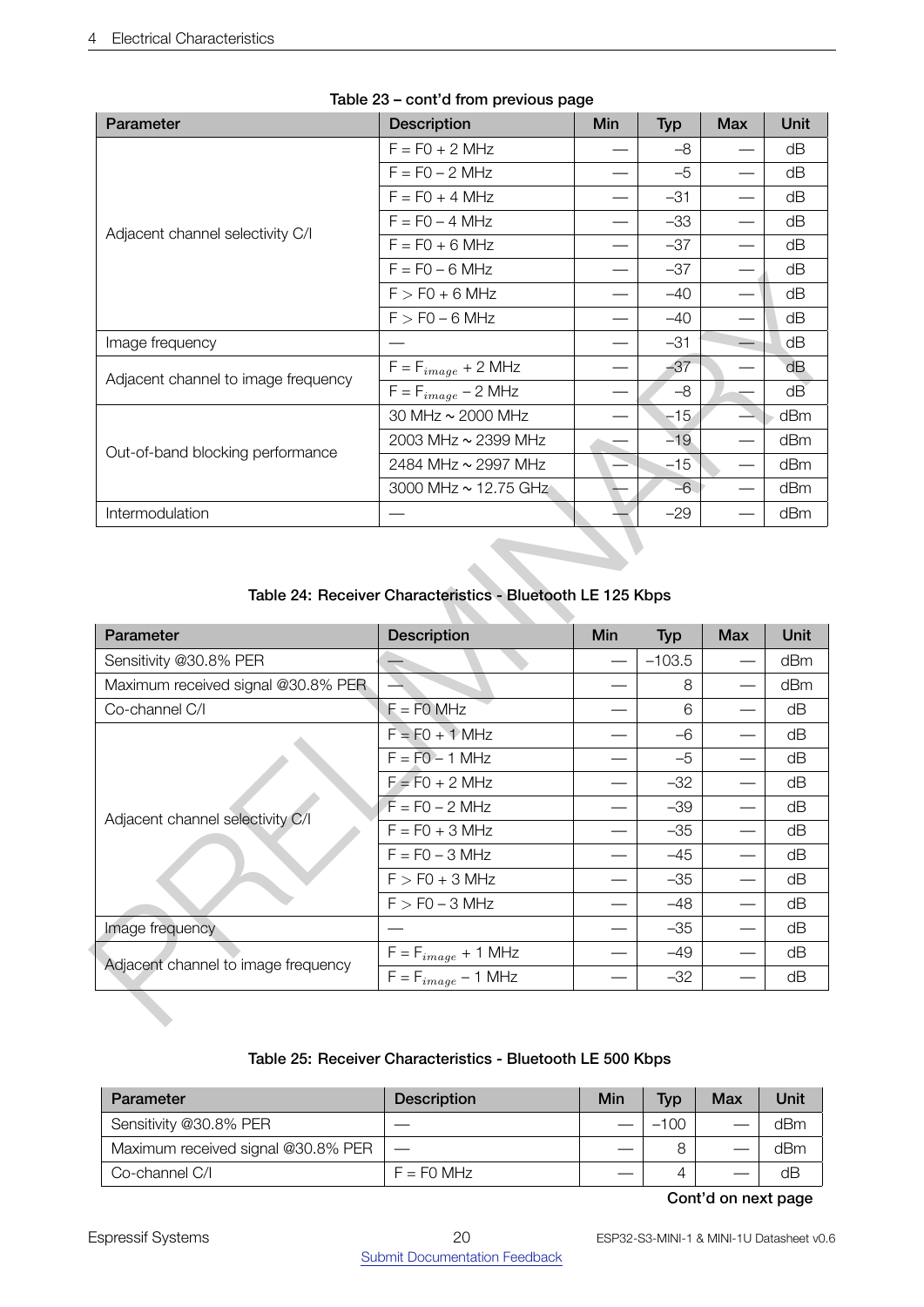Table 23 – cont'd from previous page

| Parameter | Description | Min | Typ | Max | Unit |
|---|---|---|---|---|---|
| Adjacent channel selectivity C/I | F = F0 + 2 MHz | — | –8 | — | dB |
| | F = F0 – 2 MHz | — | –5 | — | dB |
| | F = F0 + 4 MHz | — | –31 | — | dB |
| | F = F0 – 4 MHz | — | –33 | — | dB |
| | F = F0 + 6 MHz | — | –37 | — | dB |
| | F = F0 – 6 MHz | — | –37 | — | dB |
| | F > F0 + 6 MHz | — | –40 | — | dB |
| | F > F0 – 6 MHz | — | –40 | — | dB |
| Image frequency | — | — | –31 | — | dB |
| Adjacent channel to image frequency | F = $F_{image}$ + 2 MHz | — | –37 | — | dB |
| | F = $F_{image}$ – 2 MHz | — | –8 | — | dB |
| Out-of-band blocking performance | 30 MHz ~ 2000 MHz | — | –15 | — | dBm |
| | 2003 MHz ~ 2399 MHz | — | –19 | — | dBm |
| | 2484 MHz ~ 2997 MHz | — | –15 | — | dBm |
| | 3000 MHz ~ 12.75 GHz | — | –6 | — | dBm |
| Intermodulation | — | — | –29 | — | dBm |

**Table 24: Receiver Characteristics - Bluetooth LE 125 Kbps**

| Parameter | Description | Min | Typ | Max | Unit |
|---|---|---|---|---|---|
| Sensitivity @30.8% PER | — | — | –103.5 | — | dBm |
| Maximum received signal @30.8% PER | — | — | 8 | — | dBm |
| Co-channel C/I | F = F0 MHz | — | 6 | — | dB |
| Adjacent channel selectivity C/I | F = F0 + 1 MHz | — | –6 | — | dB |
| | F = F0 – 1 MHz | — | –5 | — | dB |
| | F = F0 + 2 MHz | — | –32 | — | dB |
| | F = F0 – 2 MHz | — | –39 | — | dB |
| | F = F0 + 3 MHz | — | –35 | — | dB |
| | F = F0 – 3 MHz | — | –45 | — | dB |
| | F > F0 + 3 MHz | — | –35 | — | dB |
| | F > F0 – 3 MHz | — | –48 | — | dB |
| Image frequency | — | — | –35 | — | dB |
| Adjacent channel to image frequency | F = $F_{image}$ + 1 MHz | — | –49 | — | dB |
| | F = $F_{image}$ – 1 MHz | — | –32 | — | dB |

**Table 25: Receiver Characteristics - Bluetooth LE 500 Kbps**

| Parameter | Description | Min | Typ | Max | Unit |
|---|---|---|---|---|---|
| Sensitivity @30.8% PER | — | — | –100 | — | dBm |
| Maximum received signal @30.8% PER | — | — | 8 | — | dBm |
| Co-channel C/I | F = F0 MHz | — | 4 | — | dB |

**Cont'd on next page**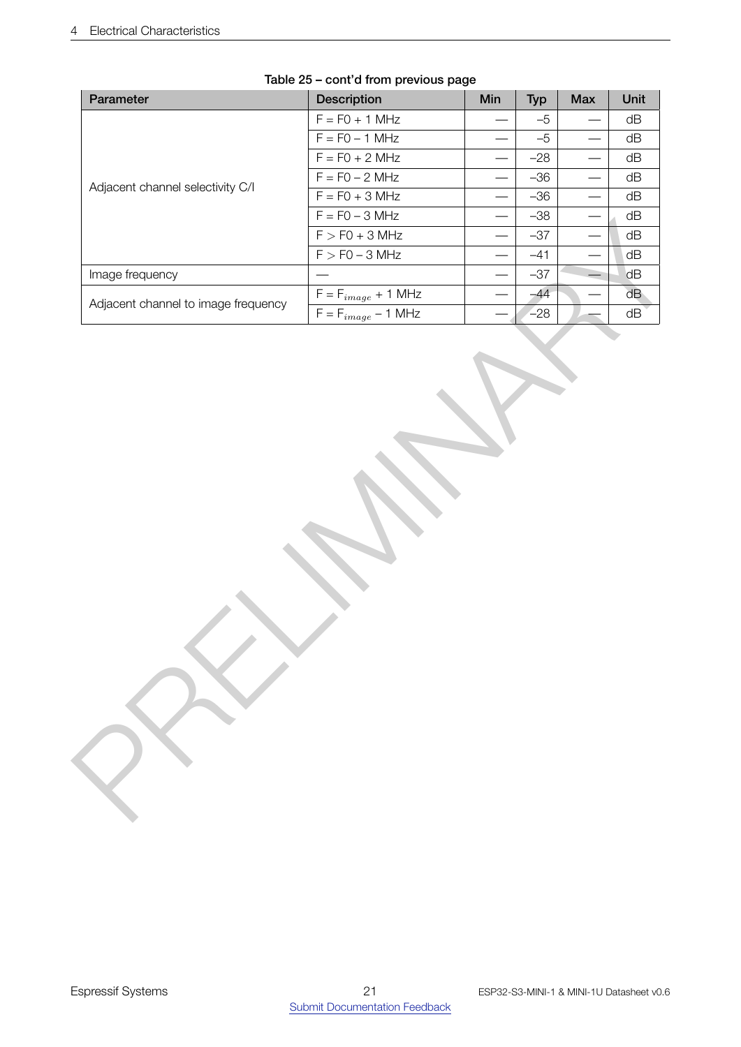**Table 25 – cont'd from previous page**

| Parameter | Description | Min | Typ | Max | Unit |
|---|---|---|---|---|---|
| Adjacent channel selectivity C/I | F = F0 + 1 MHz | — | –5 | — | dB |
| | F = F0 – 1 MHz | — | –5 | — | dB |
| | F = F0 + 2 MHz | — | –28 | — | dB |
| | F = F0 – 2 MHz | — | –36 | — | dB |
| | F = F0 + 3 MHz | — | –36 | — | dB |
| | F = F0 – 3 MHz | — | –38 | — | dB |
| | F > F0 + 3 MHz | — | –37 | — | dB |
| | F > F0 – 3 MHz | — | –41 | — | dB |
| Image frequency | — | — | –37 | — | dB |
| Adjacent channel to image frequency | F = $F_{image}$ + 1 MHz | — | –44 | — | dB |
| | F = $F_{image}$ – 1 MHz | — | –28 | — | dB |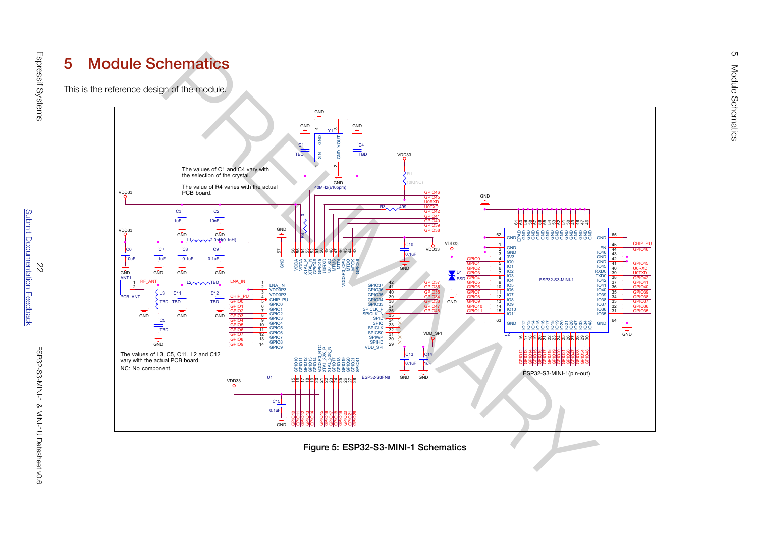# 5 Module Schematics

This is the reference design of the module.

The values of C1 and C4 vary with the selection of the crystal.

The value of R4 varies with the actual PCB board.

The values of L3, C5, C11, L2 and C12 vary with the actual PCB board.

NC: No component.

Figure 5: ESP32-S3-MINI-1 Schematics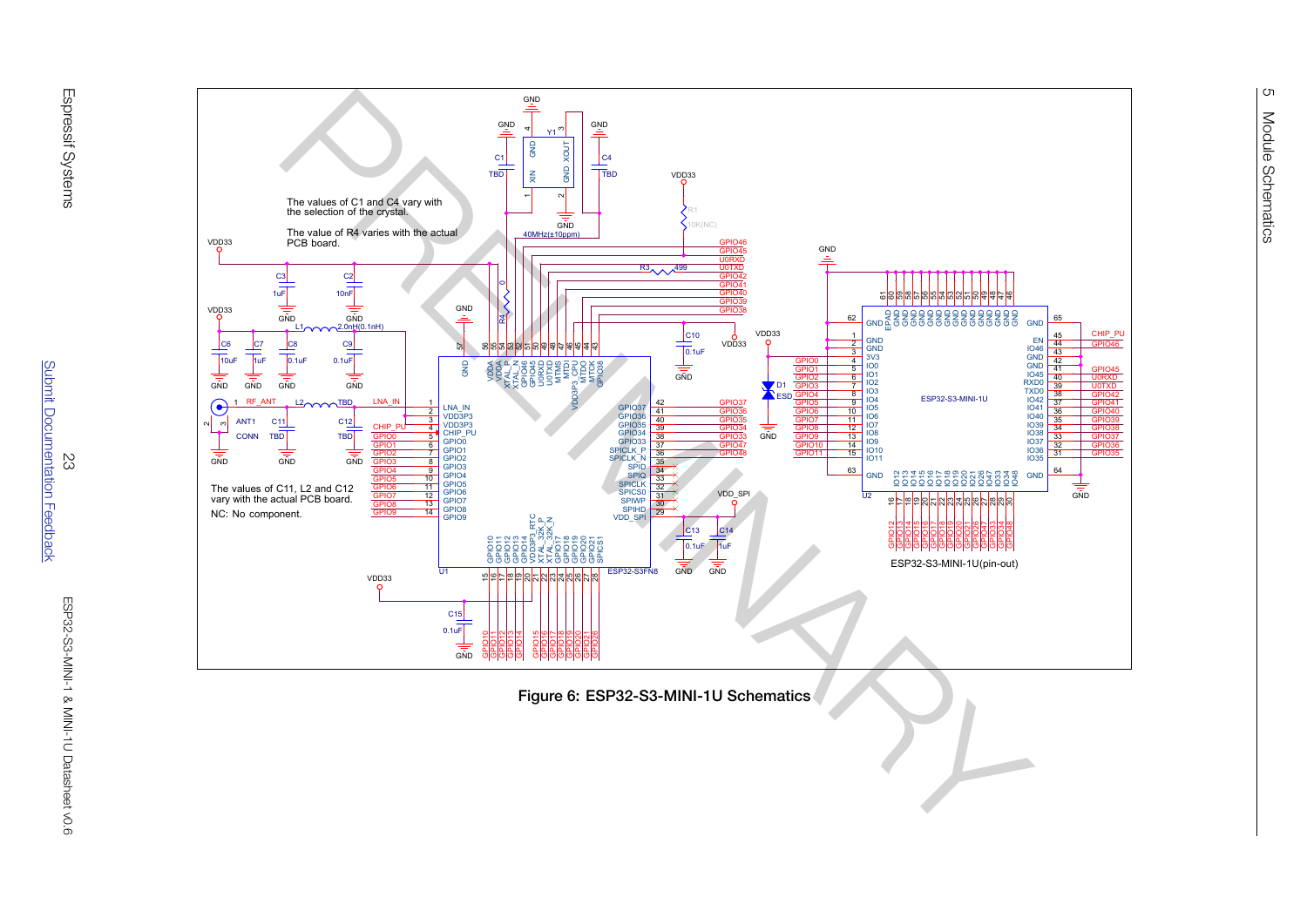Figure 6: ESP32-S3-MINI-1U Schematics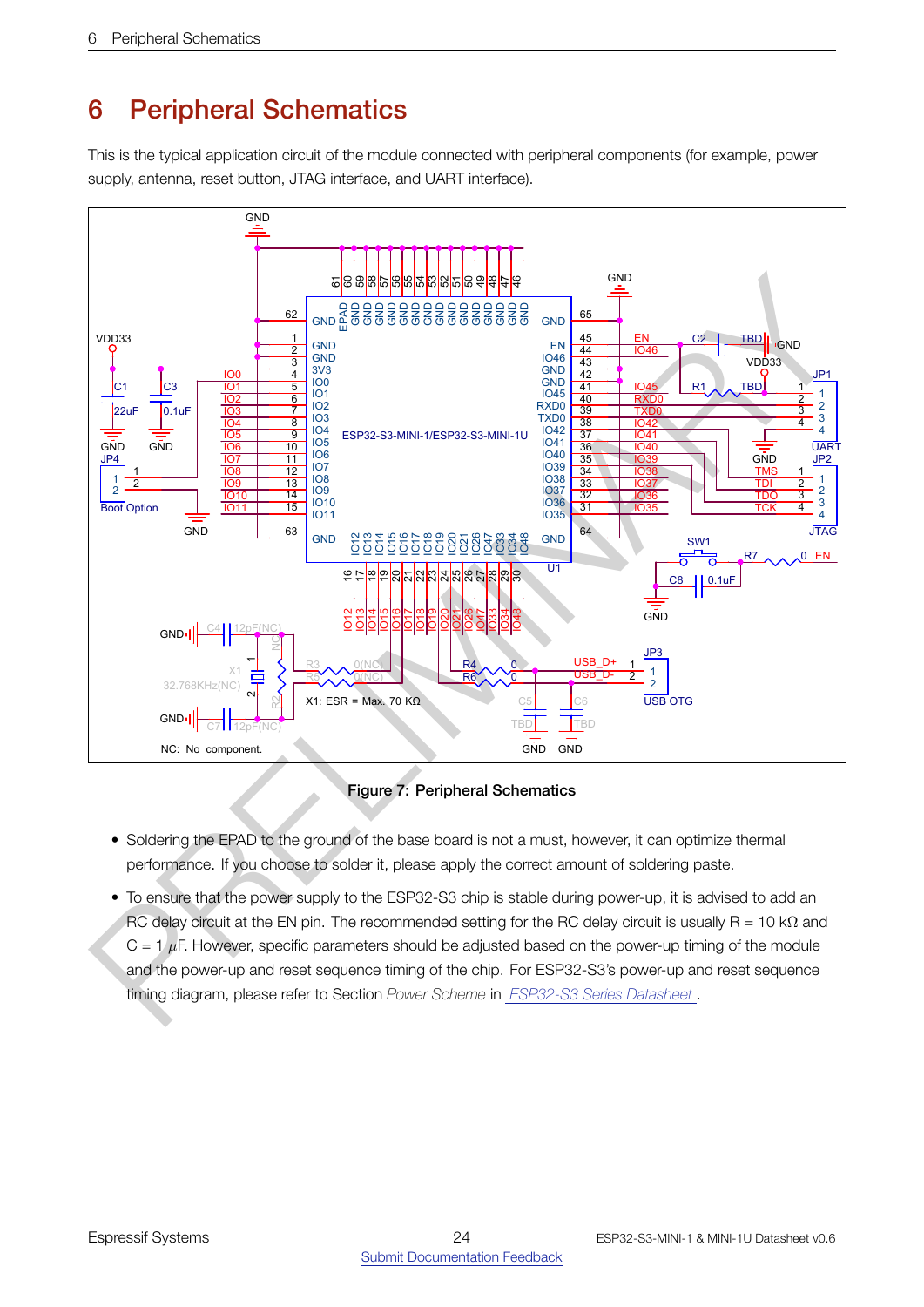# 6 Peripheral Schematics

This is the typical application circuit of the module connected with peripheral components (for example, power supply, antenna, reset button, JTAG interface, and UART interface).

Figure 7: Peripheral Schematics

- Soldering the EPAD to the ground of the base board is not a must, however, it can optimize thermal performance. If you choose to solder it, please apply the correct amount of soldering paste.
- To ensure that the power supply to the ESP32-S3 chip is stable during power-up, it is advised to add an RC delay circuit at the EN pin. The recommended setting for the RC delay circuit is usually R = 10 kΩ and C = 1 $\mu$F. However, specific parameters should be adjusted based on the power-up timing of the module and the power-up and reset sequence timing of the chip. For ESP32-S3's power-up and reset sequence timing diagram, please refer to Section *Power Scheme* in *ESP32-S3 Series Datasheet*.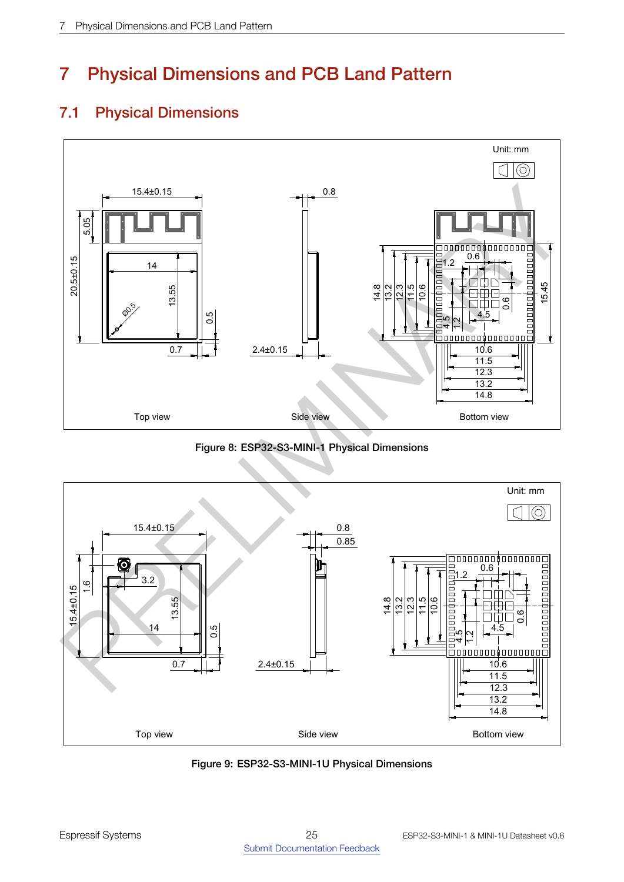# 7 Physical Dimensions and PCB Land Pattern

## 7.1 Physical Dimensions

Figure 8: ESP32-S3-MINI-1 Physical Dimensions

Figure 9: ESP32-S3-MINI-1U Physical Dimensions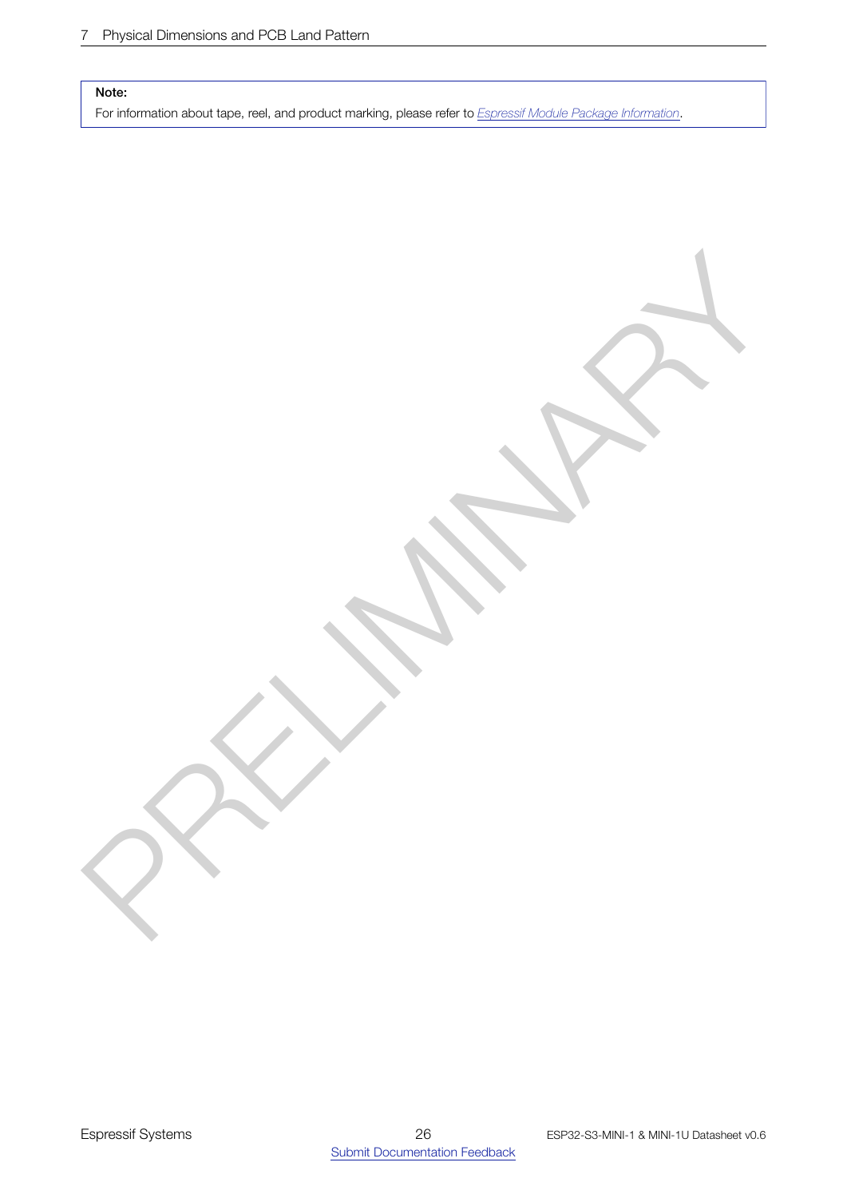**Note:**

For information about tape, reel, and product marking, please refer to *Espressif Module Package Information*.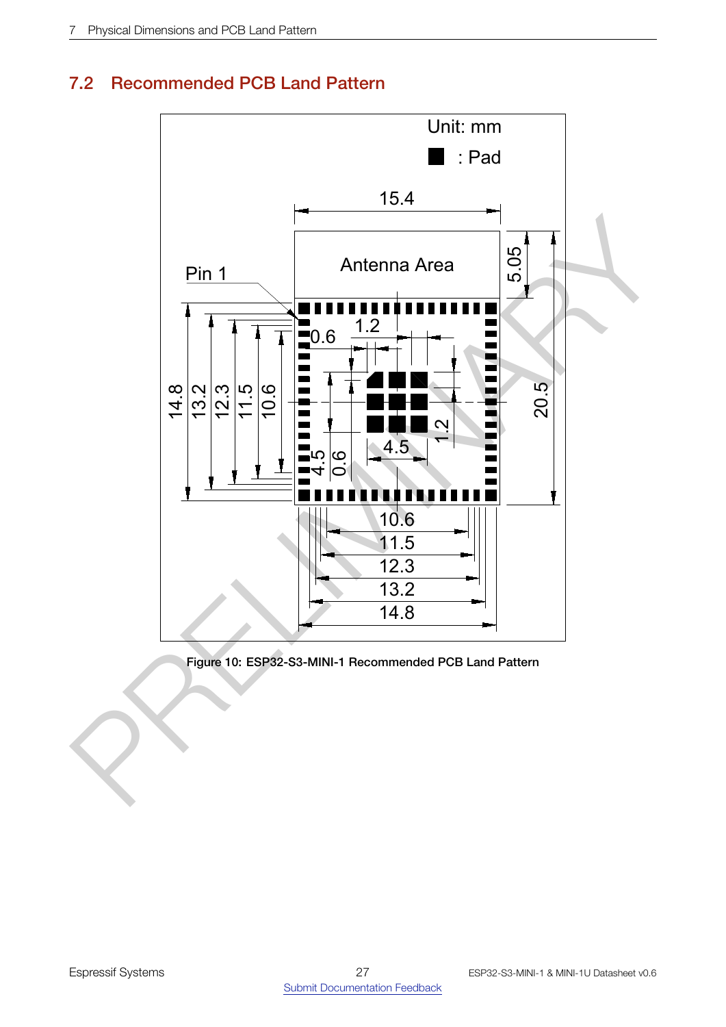## 7.2 Recommended PCB Land Pattern

Figure 10: ESP32-S3-MINI-1 Recommended PCB Land Pattern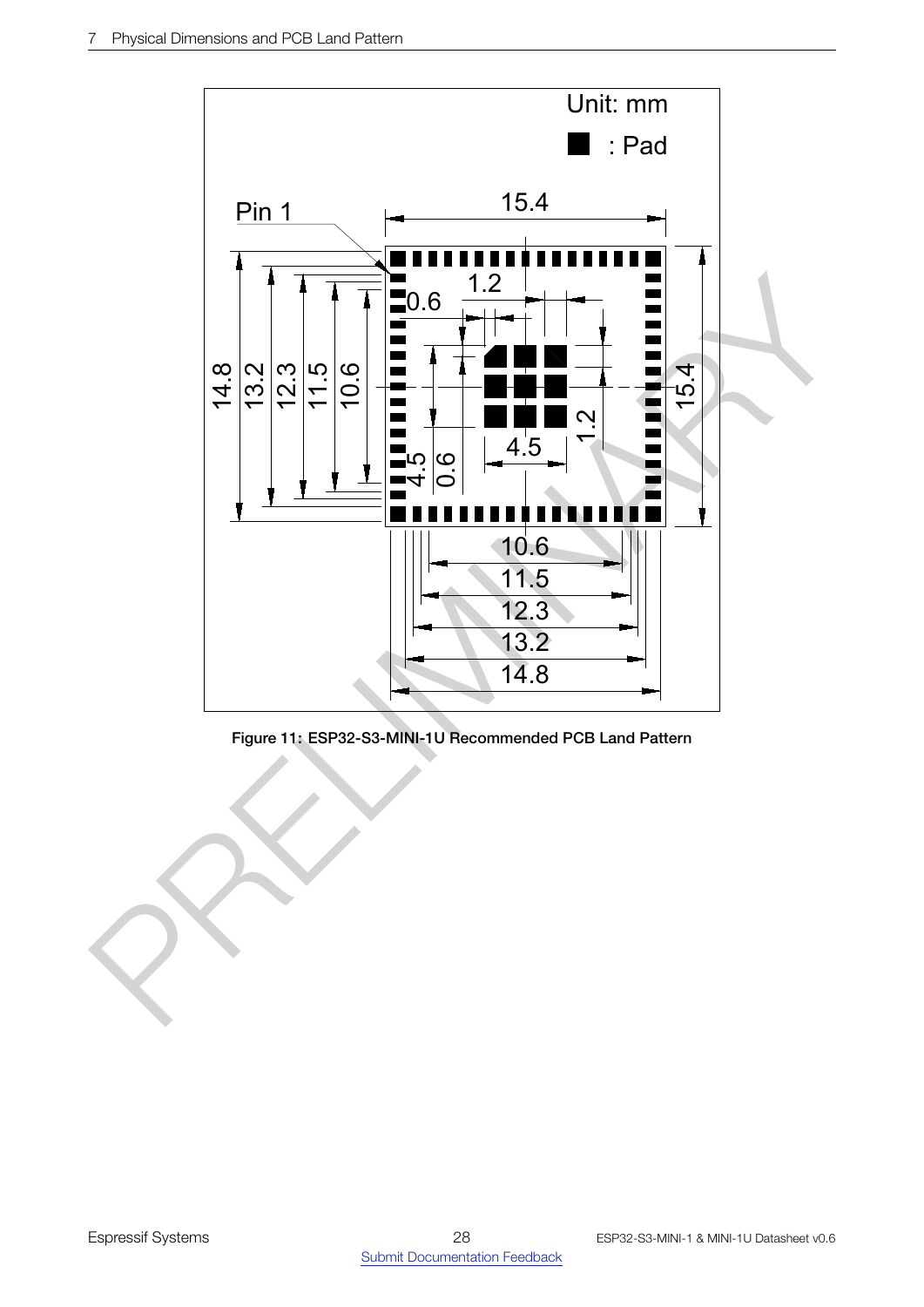Unit: mm

■ : Pad

Pin 1

15.4

14.8 13.2 12.3 11.5 10.6

0.6 1.2

15.4

4.5 0.6 4.5 1.2

10.6
11.5
12.3
13.2
14.8

Figure 11: ESP32-S3-MINI-1U Recommended PCB Land Pattern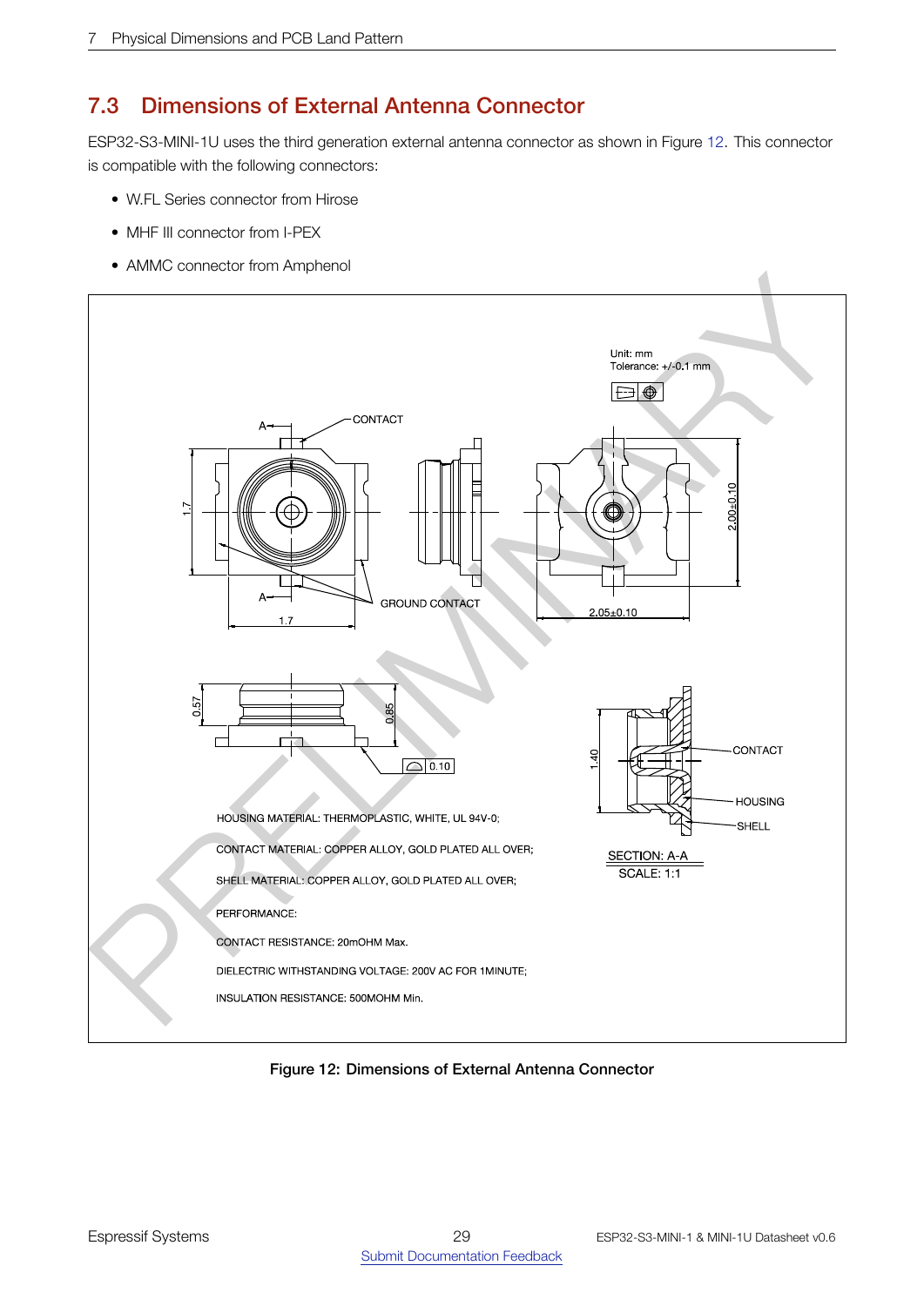## 7.3 Dimensions of External Antenna Connector

ESP32-S3-MINI-1U uses the third generation external antenna connector as shown in Figure 12. This connector is compatible with the following connectors:

- W.FL Series connector from Hirose
- MHF III connector from I-PEX
- AMMC connector from Amphenol

Unit: mm
Tolerance: +/-0.1 mm

HOUSING MATERIAL: THERMOPLASTIC, WHITE, UL 94V-0;

CONTACT MATERIAL: COPPER ALLOY, GOLD PLATED ALL OVER;

SHELL MATERIAL: COPPER ALLOY, GOLD PLATED ALL OVER;

PERFORMANCE:

CONTACT RESISTANCE: 20mOHM Max.

DIELECTRIC WITHSTANDING VOLTAGE: 200V AC FOR 1MINUTE;

INSULATION RESISTANCE: 500MOHM Min.

SECTION: A-A
SCALE: 1:1

**Figure 12: Dimensions of External Antenna Connector**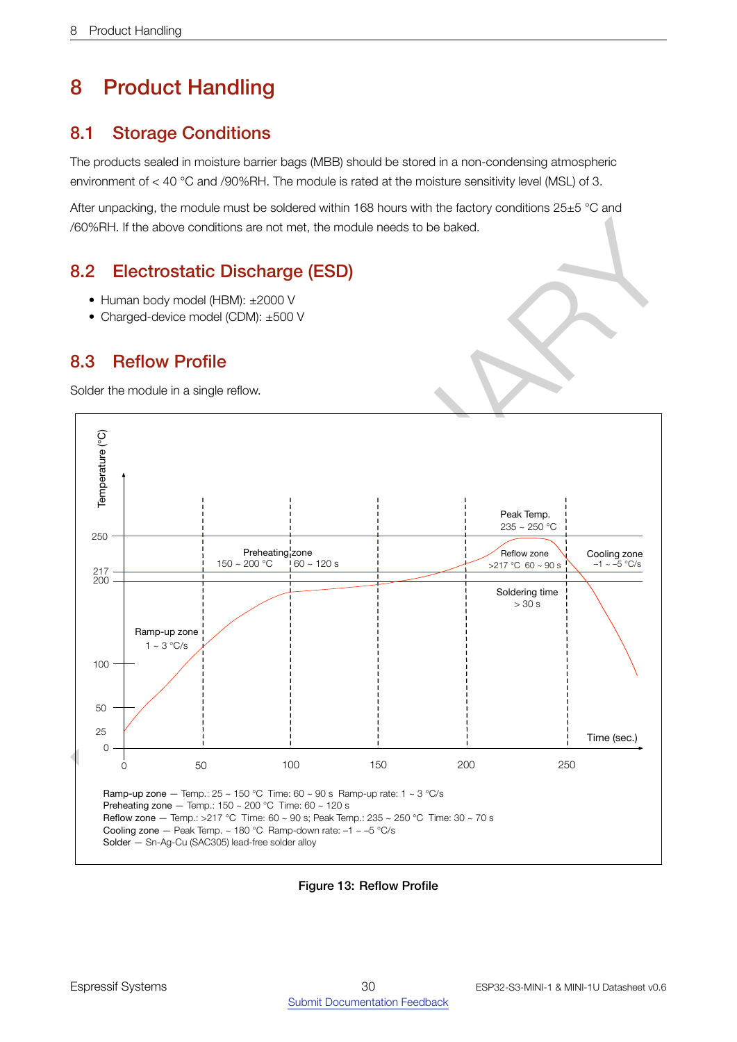# 8 Product Handling

## 8.1 Storage Conditions

The products sealed in moisture barrier bags (MBB) should be stored in a non-condensing atmospheric environment of < 40 °C and /90%RH. The module is rated at the moisture sensitivity level (MSL) of 3.

After unpacking, the module must be soldered within 168 hours with the factory conditions 25±5 °C and /60%RH. If the above conditions are not met, the module needs to be baked.

## 8.2 Electrostatic Discharge (ESD)

- Human body model (HBM): ±2000 V
- Charged-device model (CDM): ±500 V

## 8.3 Reflow Profile

Solder the module in a single reflow.

Ramp-up zone — Temp.: 25 ~ 150 °C Time: 60 ~ 90 s Ramp-up rate: 1 ~ 3 °C/s
Preheating zone — Temp.: 150 ~ 200 °C Time: 60 ~ 120 s
Reflow zone — Temp.: >217 °C Time: 60 ~ 90 s; Peak Temp.: 235 ~ 250 °C Time: 30 ~ 70 s
Cooling zone — Peak Temp. ~ 180 °C Ramp-down rate: −1 ~ −5 °C/s
Solder — Sn-Ag-Cu (SAC305) lead-free solder alloy

Figure 13: Reflow Profile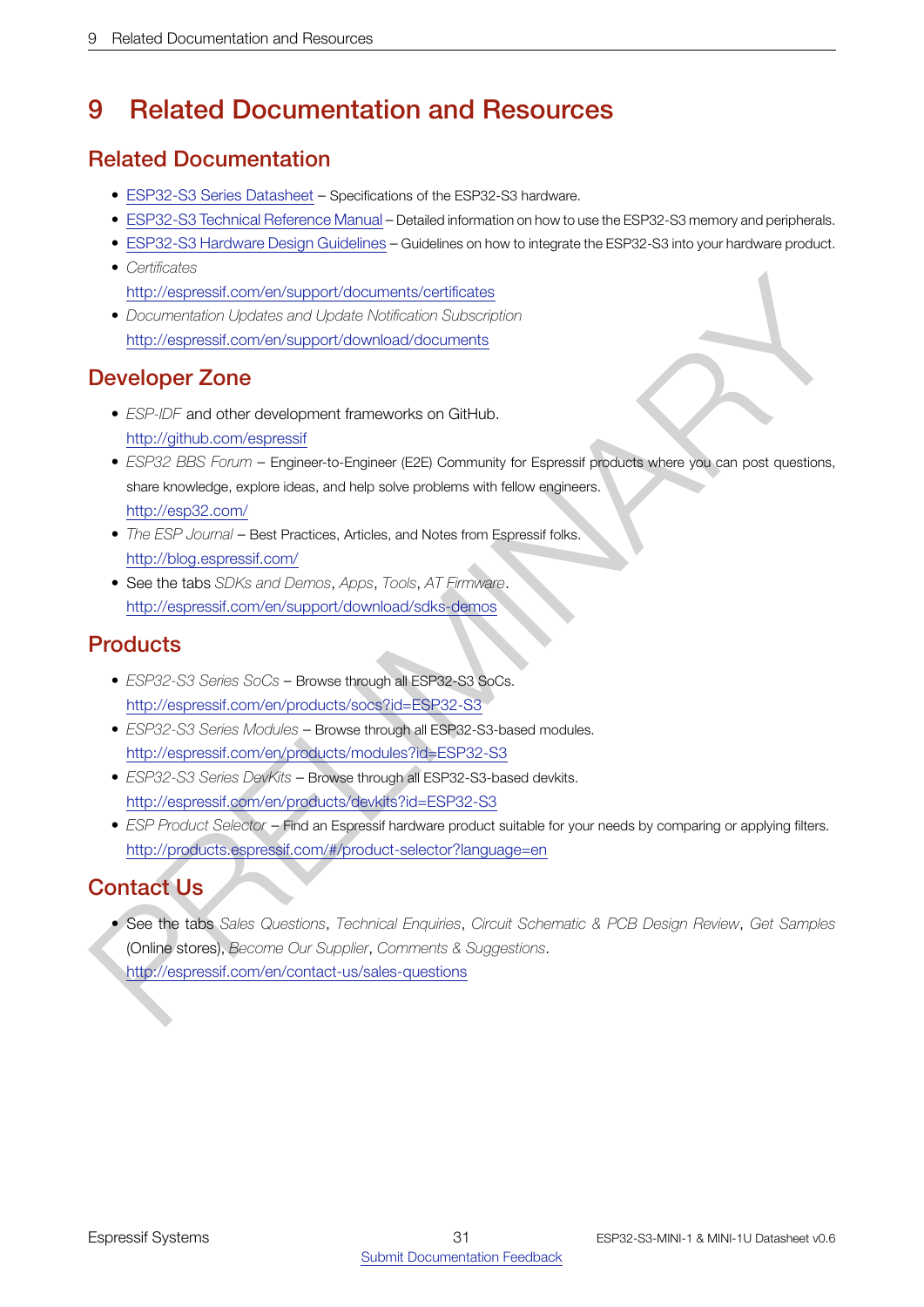# 9 Related Documentation and Resources

## Related Documentation

- ESP32-S3 Series Datasheet – Specifications of the ESP32-S3 hardware.
- ESP32-S3 Technical Reference Manual – Detailed information on how to use the ESP32-S3 memory and peripherals.
- ESP32-S3 Hardware Design Guidelines – Guidelines on how to integrate the ESP32-S3 into your hardware product.
- *Certificates*
  http://espressif.com/en/support/documents/certificates
- *Documentation Updates and Update Notification Subscription*
  http://espressif.com/en/support/download/documents

## Developer Zone

- *ESP-IDF* and other development frameworks on GitHub.
  http://github.com/espressif
- *ESP32 BBS Forum* – Engineer-to-Engineer (E2E) Community for Espressif products where you can post questions, share knowledge, explore ideas, and help solve problems with fellow engineers.
  http://esp32.com/
- *The ESP Journal* – Best Practices, Articles, and Notes from Espressif folks.
  http://blog.espressif.com/
- See the tabs *SDKs and Demos*, *Apps*, *Tools*, *AT Firmware*.
  http://espressif.com/en/support/download/sdks-demos

## Products

- *ESP32-S3 Series SoCs* – Browse through all ESP32-S3 SoCs.
  http://espressif.com/en/products/socs?id=ESP32-S3
- *ESP32-S3 Series Modules* – Browse through all ESP32-S3-based modules.
  http://espressif.com/en/products/modules?id=ESP32-S3
- *ESP32-S3 Series DevKits* – Browse through all ESP32-S3-based devkits.
  http://espressif.com/en/products/devkits?id=ESP32-S3
- *ESP Product Selector* – Find an Espressif hardware product suitable for your needs by comparing or applying filters.
  http://products.espressif.com/#/product-selector?language=en

## Contact Us

- See the tabs *Sales Questions*, *Technical Enquiries*, *Circuit Schematic & PCB Design Review*, *Get Samples* (Online stores), *Become Our Supplier*, *Comments & Suggestions*.
  http://espressif.com/en/contact-us/sales-questions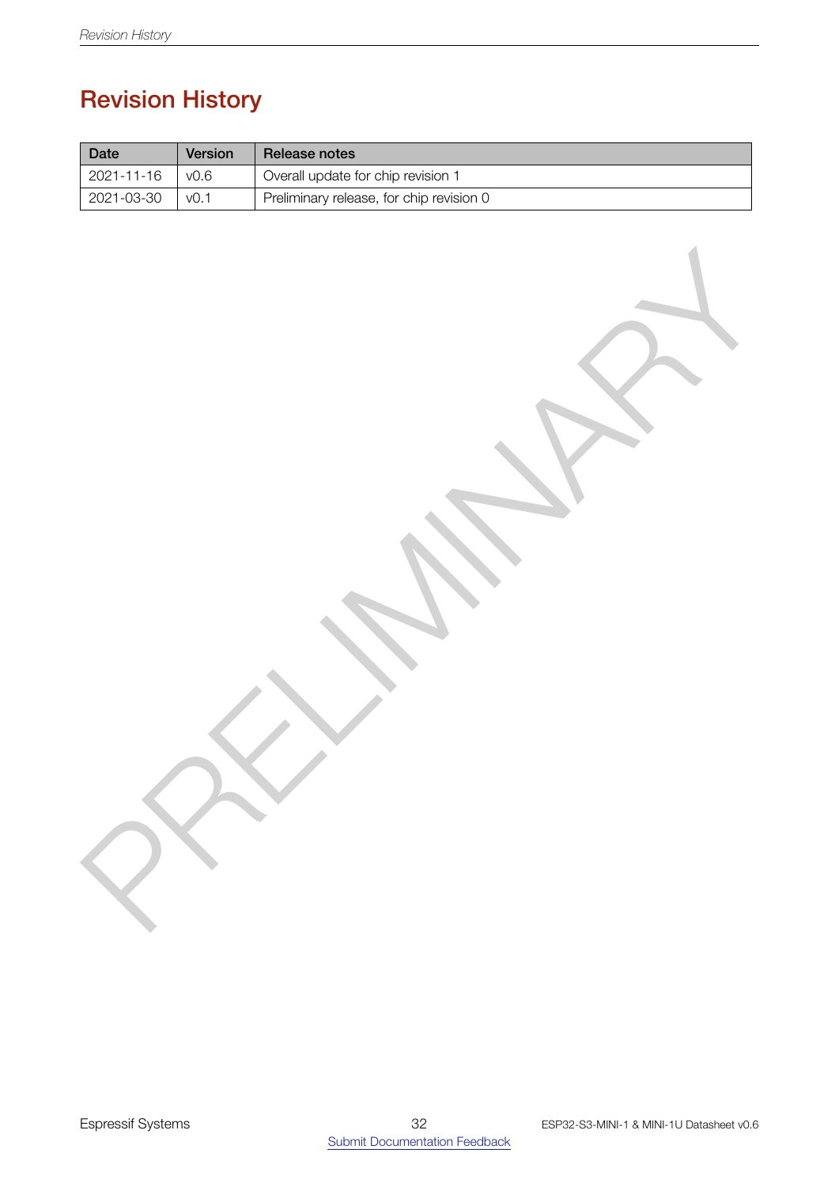# Revision History

| Date | Version | Release notes |
| --- | --- | --- |
| 2021-11-16 | v0.6 | Overall update for chip revision 1 |
| 2021-03-30 | v0.1 | Preliminary release, for chip revision 0 |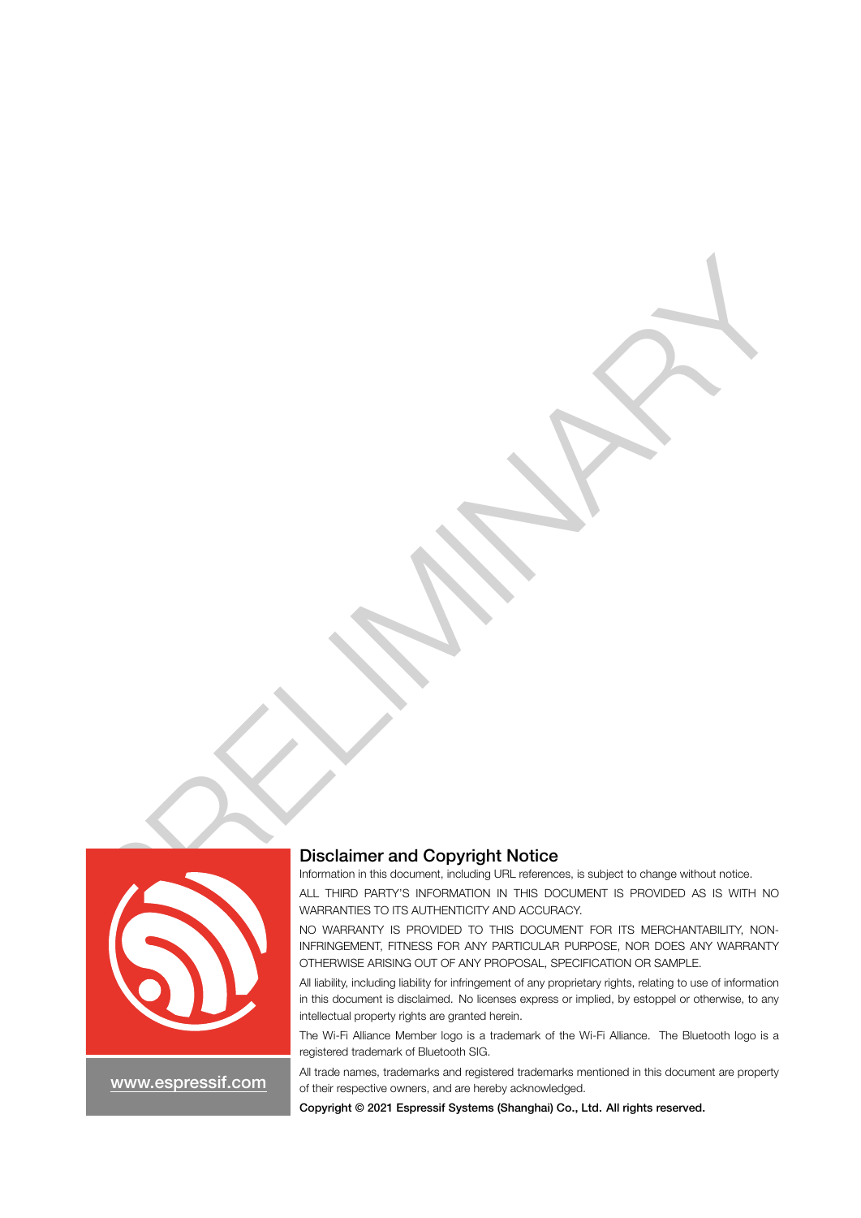PRELIMINARY

www.espressif.com

## Disclaimer and Copyright Notice

Information in this document, including URL references, is subject to change without notice.

ALL THIRD PARTY'S INFORMATION IN THIS DOCUMENT IS PROVIDED AS IS WITH NO WARRANTIES TO ITS AUTHENTICITY AND ACCURACY.

NO WARRANTY IS PROVIDED TO THIS DOCUMENT FOR ITS MERCHANTABILITY, NON-INFRINGEMENT, FITNESS FOR ANY PARTICULAR PURPOSE, NOR DOES ANY WARRANTY OTHERWISE ARISING OUT OF ANY PROPOSAL, SPECIFICATION OR SAMPLE.

All liability, including liability for infringement of any proprietary rights, relating to use of information in this document is disclaimed. No licenses express or implied, by estoppel or otherwise, to any intellectual property rights are granted herein.

The Wi-Fi Alliance Member logo is a trademark of the Wi-Fi Alliance. The Bluetooth logo is a registered trademark of Bluetooth SIG.

All trade names, trademarks and registered trademarks mentioned in this document are property of their respective owners, and are hereby acknowledged.

**Copyright © 2021 Espressif Systems (Shanghai) Co., Ltd. All rights reserved.**